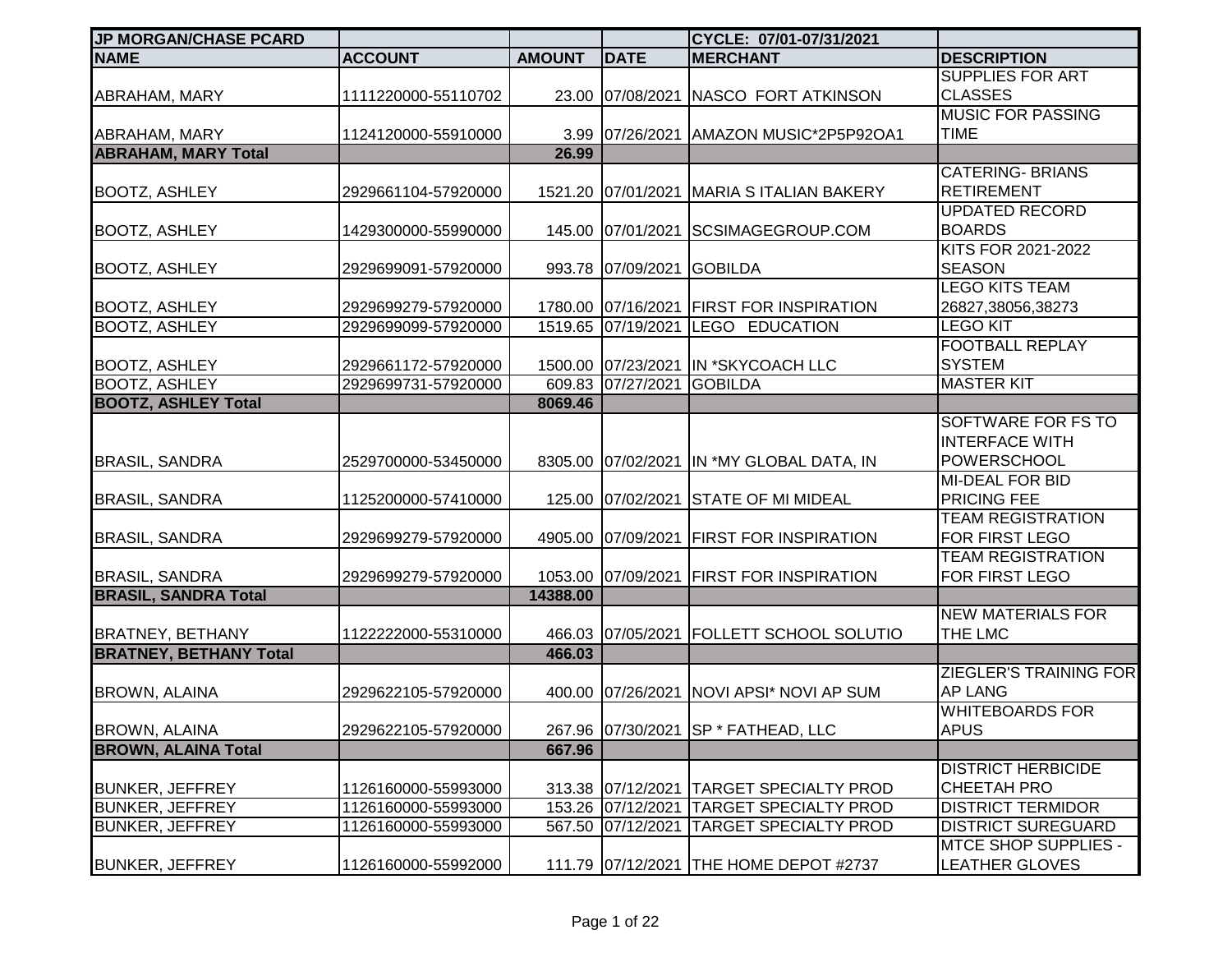| JP MORGAN/CHASE PCARD | | | | CYCLE: 07/01-07/31/2021 | |
|---|---|---|---|---|---|
| **NAME** | **ACCOUNT** | **AMOUNT** | **DATE** | **MERCHANT** | **DESCRIPTION** |
| ABRAHAM, MARY | 1111220000-55110702 | 23.00 | 07/08/2021 | NASCO FORT ATKINSON | SUPPLIES FOR ART CLASSES |
| ABRAHAM, MARY | 1124120000-55910000 | 3.99 | 07/26/2021 | AMAZON MUSIC*2P5P92OA1 | MUSIC FOR PASSING TIME |
| **ABRAHAM, MARY Total** | | **26.99** | | | |
| BOOTZ, ASHLEY | 2929661104-57920000 | 1521.20 | 07/01/2021 | MARIA S ITALIAN BAKERY | CATERING- BRIANS RETIREMENT |
| BOOTZ, ASHLEY | 1429300000-55990000 | 145.00 | 07/01/2021 | SCSIMAGEGROUP.COM | UPDATED RECORD BOARDS |
| BOOTZ, ASHLEY | 2929699091-57920000 | 993.78 | 07/09/2021 | GOBILDA | KITS FOR 2021-2022 SEASON |
| BOOTZ, ASHLEY | 2929699279-57920000 | 1780.00 | 07/16/2021 | FIRST FOR INSPIRATION | LEGO KITS TEAM 26827,38056,38273 |
| BOOTZ, ASHLEY | 2929699099-57920000 | 1519.65 | 07/19/2021 | LEGO EDUCATION | LEGO KIT |
| BOOTZ, ASHLEY | 2929661172-57920000 | 1500.00 | 07/23/2021 | IN *SKYCOACH LLC | FOOTBALL REPLAY SYSTEM |
| BOOTZ, ASHLEY | 2929699731-57920000 | 609.83 | 07/27/2021 | GOBILDA | MASTER KIT |
| **BOOTZ, ASHLEY Total** | | **8069.46** | | | |
| BRASIL, SANDRA | 2529700000-53450000 | 8305.00 | 07/02/2021 | IN *MY GLOBAL DATA, IN | SOFTWARE FOR FS TO INTERFACE WITH POWERSCHOOL |
| BRASIL, SANDRA | 1125200000-57410000 | 125.00 | 07/02/2021 | STATE OF MI MIDEAL | MI-DEAL FOR BID PRICING FEE |
| BRASIL, SANDRA | 2929699279-57920000 | 4905.00 | 07/09/2021 | FIRST FOR INSPIRATION | TEAM REGISTRATION FOR FIRST LEGO |
| BRASIL, SANDRA | 2929699279-57920000 | 1053.00 | 07/09/2021 | FIRST FOR INSPIRATION | TEAM REGISTRATION FOR FIRST LEGO |
| **BRASIL, SANDRA Total** | | **14388.00** | | | |
| BRATNEY, BETHANY | 1122222000-55310000 | 466.03 | 07/05/2021 | FOLLETT SCHOOL SOLUTIO | NEW MATERIALS FOR THE LMC |
| **BRATNEY, BETHANY Total** | | **466.03** | | | |
| BROWN, ALAINA | 2929622105-57920000 | 400.00 | 07/26/2021 | NOVI APSI* NOVI AP SUM | ZIEGLER'S TRAINING FOR AP LANG |
| BROWN, ALAINA | 2929622105-57920000 | 267.96 | 07/30/2021 | SP * FATHEAD, LLC | WHITEBOARDS FOR APUS |
| **BROWN, ALAINA Total** | | **667.96** | | | |
| BUNKER, JEFFREY | 1126160000-55993000 | 313.38 | 07/12/2021 | TARGET SPECIALTY PROD | DISTRICT HERBICIDE CHEETAH PRO |
| BUNKER, JEFFREY | 1126160000-55993000 | 153.26 | 07/12/2021 | TARGET SPECIALTY PROD | DISTRICT TERMIDOR |
| BUNKER, JEFFREY | 1126160000-55993000 | 567.50 | 07/12/2021 | TARGET SPECIALTY PROD | DISTRICT SUREGUARD |
| BUNKER, JEFFREY | 1126160000-55992000 | 111.79 | 07/12/2021 | THE HOME DEPOT #2737 | MTCE SHOP SUPPLIES - LEATHER GLOVES |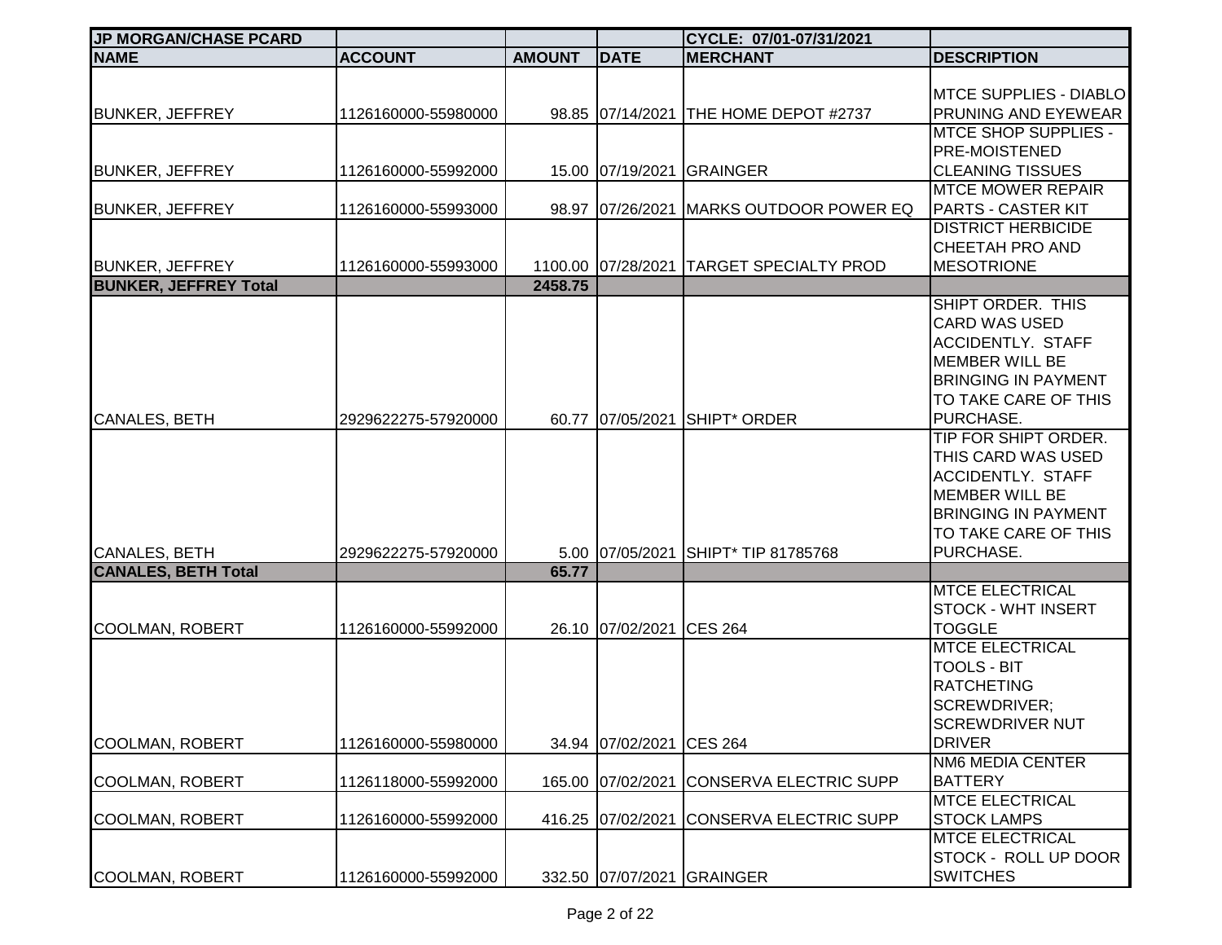| JP MORGAN/CHASE PCARD | | | | CYCLE: 07/01-07/31/2021 | |
|---|---|---|---|---|---|
| **NAME** | **ACCOUNT** | **AMOUNT** | **DATE** | **MERCHANT** | **DESCRIPTION** |
| BUNKER, JEFFREY | 1126160000-55980000 | 98.85 | 07/14/2021 | THE HOME DEPOT #2737 | MTCE SUPPLIES - DIABLO PRUNING AND EYEWEAR |
| BUNKER, JEFFREY | 1126160000-55992000 | 15.00 | 07/19/2021 | GRAINGER | MTCE SHOP SUPPLIES - PRE-MOISTENED CLEANING TISSUES |
| BUNKER, JEFFREY | 1126160000-55993000 | 98.97 | 07/26/2021 | MARKS OUTDOOR POWER EQ | MTCE MOWER REPAIR PARTS - CASTER KIT |
| BUNKER, JEFFREY | 1126160000-55993000 | 1100.00 | 07/28/2021 | TARGET SPECIALTY PROD | DISTRICT HERBICIDE CHEETAH PRO AND MESOTRIONE |
| **BUNKER, JEFFREY Total** | | **2458.75** | | | |
| CANALES, BETH | 2929622275-57920000 | 60.77 | 07/05/2021 | SHIPT* ORDER | SHIPT ORDER. THIS CARD WAS USED ACCIDENTLY. STAFF MEMBER WILL BE BRINGING IN PAYMENT TO TAKE CARE OF THIS PURCHASE. |
| CANALES, BETH | 2929622275-57920000 | 5.00 | 07/05/2021 | SHIPT* TIP 81785768 | TIP FOR SHIPT ORDER. THIS CARD WAS USED ACCIDENTLY. STAFF MEMBER WILL BE BRINGING IN PAYMENT TO TAKE CARE OF THIS PURCHASE. |
| **CANALES, BETH Total** | | **65.77** | | | |
| COOLMAN, ROBERT | 1126160000-55992000 | 26.10 | 07/02/2021 | CES 264 | MTCE ELECTRICAL STOCK - WHT INSERT TOGGLE |
| COOLMAN, ROBERT | 1126160000-55980000 | 34.94 | 07/02/2021 | CES 264 | MTCE ELECTRICAL TOOLS - BIT RATCHETING SCREWDRIVER; SCREWDRIVER NUT DRIVER |
| COOLMAN, ROBERT | 1126118000-55992000 | 165.00 | 07/02/2021 | CONSERVA ELECTRIC SUPP | NM6 MEDIA CENTER BATTERY |
| COOLMAN, ROBERT | 1126160000-55992000 | 416.25 | 07/02/2021 | CONSERVA ELECTRIC SUPP | MTCE ELECTRICAL STOCK LAMPS |
| COOLMAN, ROBERT | 1126160000-55992000 | 332.50 | 07/07/2021 | GRAINGER | MTCE ELECTRICAL STOCK - ROLL UP DOOR SWITCHES |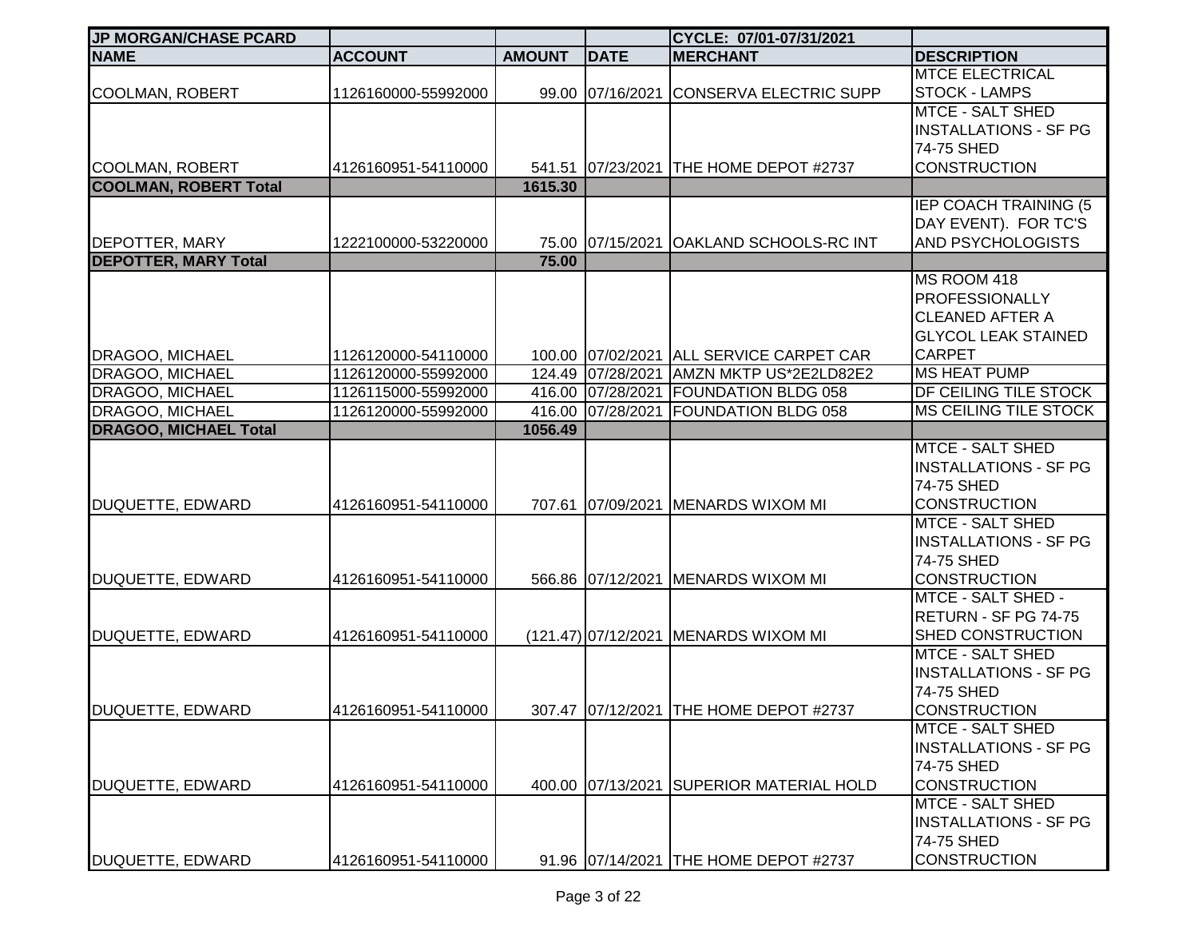| JP MORGAN/CHASE PCARD | | | | CYCLE: 07/01-07/31/2021 | |
|---|---|---|---|---|---|
| **NAME** | **ACCOUNT** | **AMOUNT** | **DATE** | **MERCHANT** | **DESCRIPTION** |
| COOLMAN, ROBERT | 1126160000-55992000 | 99.00 | 07/16/2021 | CONSERVA ELECTRIC SUPP | MTCE ELECTRICAL STOCK - LAMPS |
| COOLMAN, ROBERT | 4126160951-54110000 | 541.51 | 07/23/2021 | THE HOME DEPOT #2737 | MTCE - SALT SHED INSTALLATIONS - SF PG 74-75 SHED CONSTRUCTION |
| **COOLMAN, ROBERT Total** | | **1615.30** | | | |
| DEPOTTER, MARY | 1222100000-53220000 | 75.00 | 07/15/2021 | OAKLAND SCHOOLS-RC INT | IEP COACH TRAINING (5 DAY EVENT). FOR TC'S AND PSYCHOLOGISTS |
| **DEPOTTER, MARY Total** | | **75.00** | | | |
| DRAGOO, MICHAEL | 1126120000-54110000 | 100.00 | 07/02/2021 | ALL SERVICE CARPET CAR | MS ROOM 418 PROFESSIONALLY CLEANED AFTER A GLYCOL LEAK STAINED CARPET |
| DRAGOO, MICHAEL | 1126120000-55992000 | 124.49 | 07/28/2021 | AMZN MKTP US*2E2LD82E2 | MS HEAT PUMP |
| DRAGOO, MICHAEL | 1126115000-55992000 | 416.00 | 07/28/2021 | FOUNDATION BLDG 058 | DF CEILING TILE STOCK |
| DRAGOO, MICHAEL | 1126120000-55992000 | 416.00 | 07/28/2021 | FOUNDATION BLDG 058 | MS CEILING TILE STOCK |
| **DRAGOO, MICHAEL Total** | | **1056.49** | | | |
| DUQUETTE, EDWARD | 4126160951-54110000 | 707.61 | 07/09/2021 | MENARDS WIXOM MI | MTCE - SALT SHED INSTALLATIONS - SF PG 74-75 SHED CONSTRUCTION |
| DUQUETTE, EDWARD | 4126160951-54110000 | 566.86 | 07/12/2021 | MENARDS WIXOM MI | MTCE - SALT SHED INSTALLATIONS - SF PG 74-75 SHED CONSTRUCTION |
| DUQUETTE, EDWARD | 4126160951-54110000 | (121.47) | 07/12/2021 | MENARDS WIXOM MI | MTCE - SALT SHED - RETURN - SF PG 74-75 SHED CONSTRUCTION |
| DUQUETTE, EDWARD | 4126160951-54110000 | 307.47 | 07/12/2021 | THE HOME DEPOT #2737 | MTCE - SALT SHED INSTALLATIONS - SF PG 74-75 SHED CONSTRUCTION |
| DUQUETTE, EDWARD | 4126160951-54110000 | 400.00 | 07/13/2021 | SUPERIOR MATERIAL HOLD | MTCE - SALT SHED INSTALLATIONS - SF PG 74-75 SHED CONSTRUCTION |
| DUQUETTE, EDWARD | 4126160951-54110000 | 91.96 | 07/14/2021 | THE HOME DEPOT #2737 | MTCE - SALT SHED INSTALLATIONS - SF PG 74-75 SHED CONSTRUCTION |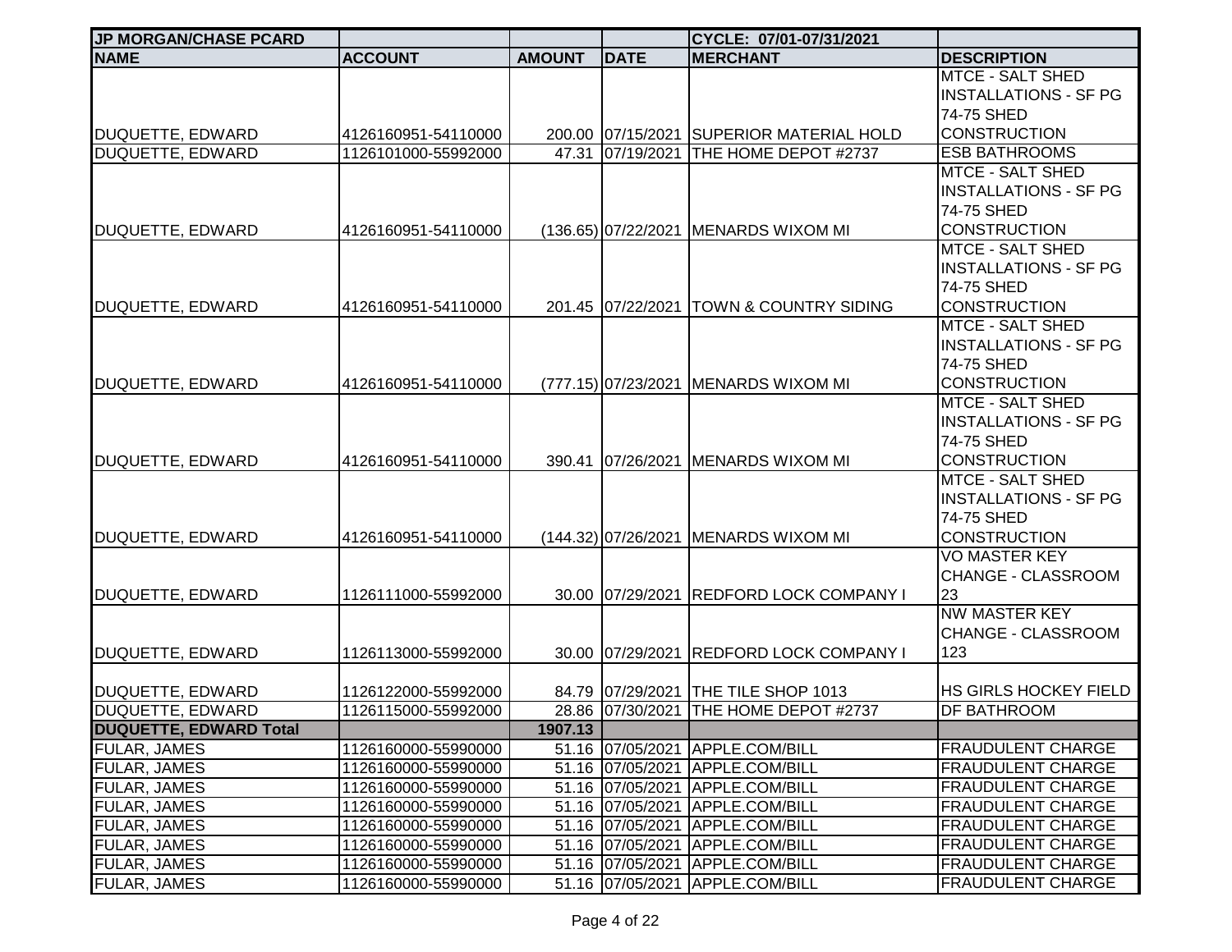| JP MORGAN/CHASE PCARD | | | | CYCLE: 07/01-07/31/2021 | |
|---|---|---|---|---|---|
| **NAME** | **ACCOUNT** | **AMOUNT** | **DATE** | **MERCHANT** | **DESCRIPTION** |
| DUQUETTE, EDWARD | 4126160951-54110000 | 200.00 | 07/15/2021 | SUPERIOR MATERIAL HOLD | MTCE - SALT SHED INSTALLATIONS - SF PG 74-75 SHED CONSTRUCTION |
| DUQUETTE, EDWARD | 1126101000-55992000 | 47.31 | 07/19/2021 | THE HOME DEPOT #2737 | ESB BATHROOMS |
| DUQUETTE, EDWARD | 4126160951-54110000 | (136.65) | 07/22/2021 | MENARDS WIXOM MI | MTCE - SALT SHED INSTALLATIONS - SF PG 74-75 SHED CONSTRUCTION |
| DUQUETTE, EDWARD | 4126160951-54110000 | 201.45 | 07/22/2021 | TOWN & COUNTRY SIDING | MTCE - SALT SHED INSTALLATIONS - SF PG 74-75 SHED CONSTRUCTION |
| DUQUETTE, EDWARD | 4126160951-54110000 | (777.15) | 07/23/2021 | MENARDS WIXOM MI | MTCE - SALT SHED INSTALLATIONS - SF PG 74-75 SHED CONSTRUCTION |
| DUQUETTE, EDWARD | 4126160951-54110000 | 390.41 | 07/26/2021 | MENARDS WIXOM MI | MTCE - SALT SHED INSTALLATIONS - SF PG 74-75 SHED CONSTRUCTION |
| DUQUETTE, EDWARD | 4126160951-54110000 | (144.32) | 07/26/2021 | MENARDS WIXOM MI | MTCE - SALT SHED INSTALLATIONS - SF PG 74-75 SHED CONSTRUCTION |
| DUQUETTE, EDWARD | 1126111000-55992000 | 30.00 | 07/29/2021 | REDFORD LOCK COMPANY I | VO MASTER KEY CHANGE - CLASSROOM 23 |
| DUQUETTE, EDWARD | 1126113000-55992000 | 30.00 | 07/29/2021 | REDFORD LOCK COMPANY I | NW MASTER KEY CHANGE - CLASSROOM 123 |
| DUQUETTE, EDWARD | 1126122000-55992000 | 84.79 | 07/29/2021 | THE TILE SHOP 1013 | HS GIRLS HOCKEY FIELD |
| DUQUETTE, EDWARD | 1126115000-55992000 | 28.86 | 07/30/2021 | THE HOME DEPOT #2737 | DF BATHROOM |
| **DUQUETTE, EDWARD Total** | | **1907.13** | | | |
| FULAR, JAMES | 1126160000-55990000 | 51.16 | 07/05/2021 | APPLE.COM/BILL | FRAUDULENT CHARGE |
| FULAR, JAMES | 1126160000-55990000 | 51.16 | 07/05/2021 | APPLE.COM/BILL | FRAUDULENT CHARGE |
| FULAR, JAMES | 1126160000-55990000 | 51.16 | 07/05/2021 | APPLE.COM/BILL | FRAUDULENT CHARGE |
| FULAR, JAMES | 1126160000-55990000 | 51.16 | 07/05/2021 | APPLE.COM/BILL | FRAUDULENT CHARGE |
| FULAR, JAMES | 1126160000-55990000 | 51.16 | 07/05/2021 | APPLE.COM/BILL | FRAUDULENT CHARGE |
| FULAR, JAMES | 1126160000-55990000 | 51.16 | 07/05/2021 | APPLE.COM/BILL | FRAUDULENT CHARGE |
| FULAR, JAMES | 1126160000-55990000 | 51.16 | 07/05/2021 | APPLE.COM/BILL | FRAUDULENT CHARGE |
| FULAR, JAMES | 1126160000-55990000 | 51.16 | 07/05/2021 | APPLE.COM/BILL | FRAUDULENT CHARGE |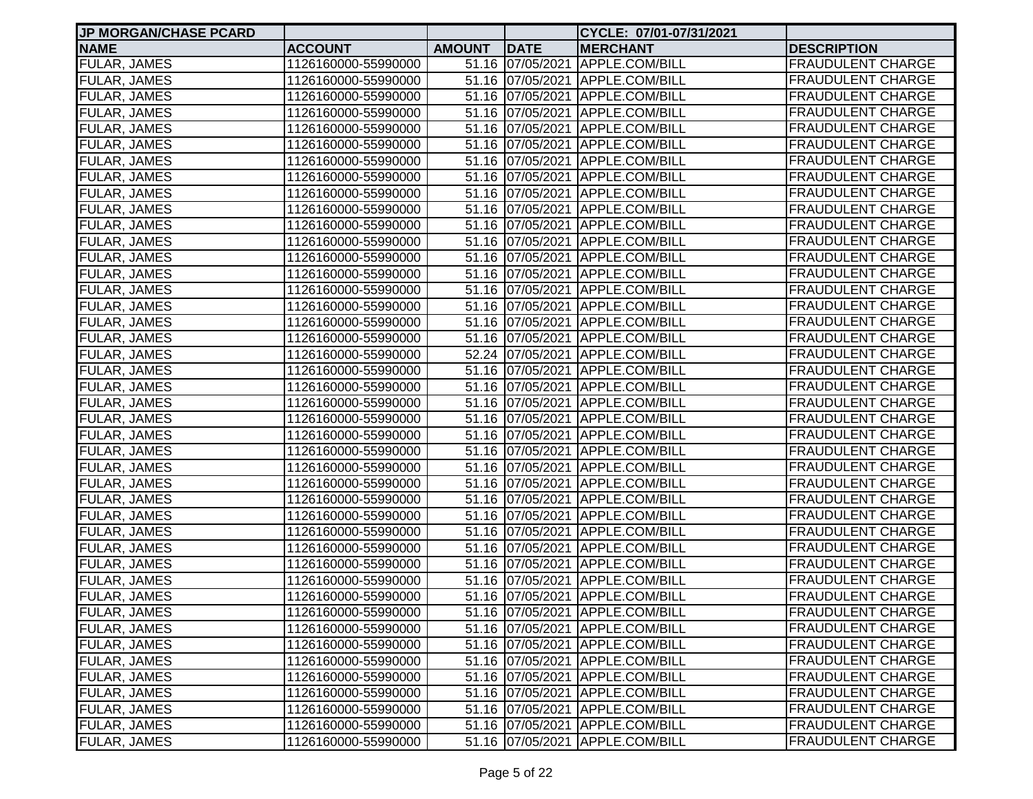| JP MORGAN/CHASE PCARD | | | | CYCLE: 07/01-07/31/2021 | |
|---|---|---|---|---|---|
| **NAME** | **ACCOUNT** | **AMOUNT** | **DATE** | **MERCHANT** | **DESCRIPTION** |
| FULAR, JAMES | 1126160000-55990000 | 51.16 | 07/05/2021 | APPLE.COM/BILL | FRAUDULENT CHARGE |
| FULAR, JAMES | 1126160000-55990000 | 51.16 | 07/05/2021 | APPLE.COM/BILL | FRAUDULENT CHARGE |
| FULAR, JAMES | 1126160000-55990000 | 51.16 | 07/05/2021 | APPLE.COM/BILL | FRAUDULENT CHARGE |
| FULAR, JAMES | 1126160000-55990000 | 51.16 | 07/05/2021 | APPLE.COM/BILL | FRAUDULENT CHARGE |
| FULAR, JAMES | 1126160000-55990000 | 51.16 | 07/05/2021 | APPLE.COM/BILL | FRAUDULENT CHARGE |
| FULAR, JAMES | 1126160000-55990000 | 51.16 | 07/05/2021 | APPLE.COM/BILL | FRAUDULENT CHARGE |
| FULAR, JAMES | 1126160000-55990000 | 51.16 | 07/05/2021 | APPLE.COM/BILL | FRAUDULENT CHARGE |
| FULAR, JAMES | 1126160000-55990000 | 51.16 | 07/05/2021 | APPLE.COM/BILL | FRAUDULENT CHARGE |
| FULAR, JAMES | 1126160000-55990000 | 51.16 | 07/05/2021 | APPLE.COM/BILL | FRAUDULENT CHARGE |
| FULAR, JAMES | 1126160000-55990000 | 51.16 | 07/05/2021 | APPLE.COM/BILL | FRAUDULENT CHARGE |
| FULAR, JAMES | 1126160000-55990000 | 51.16 | 07/05/2021 | APPLE.COM/BILL | FRAUDULENT CHARGE |
| FULAR, JAMES | 1126160000-55990000 | 51.16 | 07/05/2021 | APPLE.COM/BILL | FRAUDULENT CHARGE |
| FULAR, JAMES | 1126160000-55990000 | 51.16 | 07/05/2021 | APPLE.COM/BILL | FRAUDULENT CHARGE |
| FULAR, JAMES | 1126160000-55990000 | 51.16 | 07/05/2021 | APPLE.COM/BILL | FRAUDULENT CHARGE |
| FULAR, JAMES | 1126160000-55990000 | 51.16 | 07/05/2021 | APPLE.COM/BILL | FRAUDULENT CHARGE |
| FULAR, JAMES | 1126160000-55990000 | 51.16 | 07/05/2021 | APPLE.COM/BILL | FRAUDULENT CHARGE |
| FULAR, JAMES | 1126160000-55990000 | 51.16 | 07/05/2021 | APPLE.COM/BILL | FRAUDULENT CHARGE |
| FULAR, JAMES | 1126160000-55990000 | 51.16 | 07/05/2021 | APPLE.COM/BILL | FRAUDULENT CHARGE |
| FULAR, JAMES | 1126160000-55990000 | 52.24 | 07/05/2021 | APPLE.COM/BILL | FRAUDULENT CHARGE |
| FULAR, JAMES | 1126160000-55990000 | 51.16 | 07/05/2021 | APPLE.COM/BILL | FRAUDULENT CHARGE |
| FULAR, JAMES | 1126160000-55990000 | 51.16 | 07/05/2021 | APPLE.COM/BILL | FRAUDULENT CHARGE |
| FULAR, JAMES | 1126160000-55990000 | 51.16 | 07/05/2021 | APPLE.COM/BILL | FRAUDULENT CHARGE |
| FULAR, JAMES | 1126160000-55990000 | 51.16 | 07/05/2021 | APPLE.COM/BILL | FRAUDULENT CHARGE |
| FULAR, JAMES | 1126160000-55990000 | 51.16 | 07/05/2021 | APPLE.COM/BILL | FRAUDULENT CHARGE |
| FULAR, JAMES | 1126160000-55990000 | 51.16 | 07/05/2021 | APPLE.COM/BILL | FRAUDULENT CHARGE |
| FULAR, JAMES | 1126160000-55990000 | 51.16 | 07/05/2021 | APPLE.COM/BILL | FRAUDULENT CHARGE |
| FULAR, JAMES | 1126160000-55990000 | 51.16 | 07/05/2021 | APPLE.COM/BILL | FRAUDULENT CHARGE |
| FULAR, JAMES | 1126160000-55990000 | 51.16 | 07/05/2021 | APPLE.COM/BILL | FRAUDULENT CHARGE |
| FULAR, JAMES | 1126160000-55990000 | 51.16 | 07/05/2021 | APPLE.COM/BILL | FRAUDULENT CHARGE |
| FULAR, JAMES | 1126160000-55990000 | 51.16 | 07/05/2021 | APPLE.COM/BILL | FRAUDULENT CHARGE |
| FULAR, JAMES | 1126160000-55990000 | 51.16 | 07/05/2021 | APPLE.COM/BILL | FRAUDULENT CHARGE |
| FULAR, JAMES | 1126160000-55990000 | 51.16 | 07/05/2021 | APPLE.COM/BILL | FRAUDULENT CHARGE |
| FULAR, JAMES | 1126160000-55990000 | 51.16 | 07/05/2021 | APPLE.COM/BILL | FRAUDULENT CHARGE |
| FULAR, JAMES | 1126160000-55990000 | 51.16 | 07/05/2021 | APPLE.COM/BILL | FRAUDULENT CHARGE |
| FULAR, JAMES | 1126160000-55990000 | 51.16 | 07/05/2021 | APPLE.COM/BILL | FRAUDULENT CHARGE |
| FULAR, JAMES | 1126160000-55990000 | 51.16 | 07/05/2021 | APPLE.COM/BILL | FRAUDULENT CHARGE |
| FULAR, JAMES | 1126160000-55990000 | 51.16 | 07/05/2021 | APPLE.COM/BILL | FRAUDULENT CHARGE |
| FULAR, JAMES | 1126160000-55990000 | 51.16 | 07/05/2021 | APPLE.COM/BILL | FRAUDULENT CHARGE |
| FULAR, JAMES | 1126160000-55990000 | 51.16 | 07/05/2021 | APPLE.COM/BILL | FRAUDULENT CHARGE |
| FULAR, JAMES | 1126160000-55990000 | 51.16 | 07/05/2021 | APPLE.COM/BILL | FRAUDULENT CHARGE |
| FULAR, JAMES | 1126160000-55990000 | 51.16 | 07/05/2021 | APPLE.COM/BILL | FRAUDULENT CHARGE |
| FULAR, JAMES | 1126160000-55990000 | 51.16 | 07/05/2021 | APPLE.COM/BILL | FRAUDULENT CHARGE |
| FULAR, JAMES | 1126160000-55990000 | 51.16 | 07/05/2021 | APPLE.COM/BILL | FRAUDULENT CHARGE |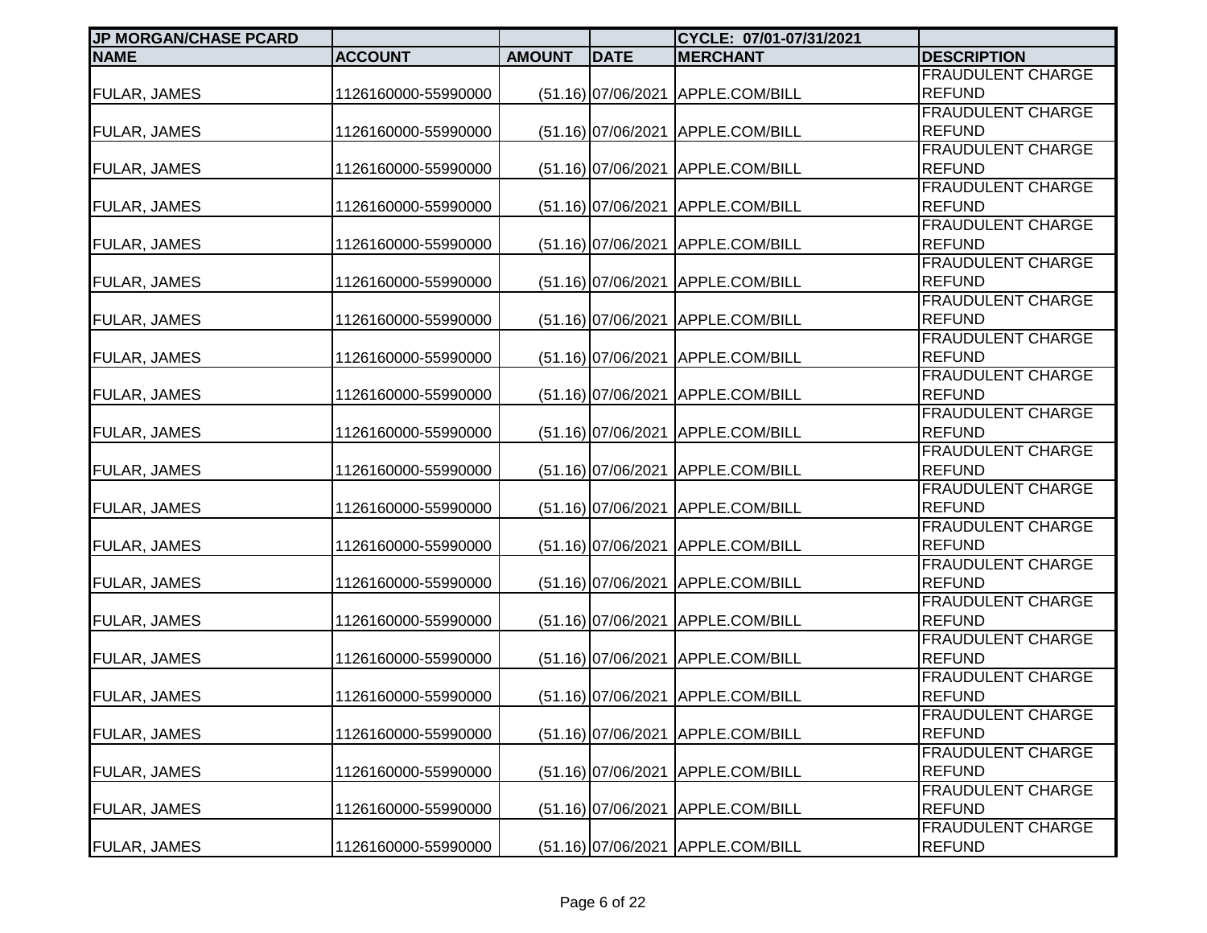| JP MORGAN/CHASE PCARD | | | | CYCLE: 07/01-07/31/2021 | |
|---|---|---|---|---|---|
| **NAME** | **ACCOUNT** | **AMOUNT** | **DATE** | **MERCHANT** | **DESCRIPTION** |
| FULAR, JAMES | 1126160000-55990000 | (51.16) | 07/06/2021 | APPLE.COM/BILL | FRAUDULENT CHARGE REFUND |
| FULAR, JAMES | 1126160000-55990000 | (51.16) | 07/06/2021 | APPLE.COM/BILL | FRAUDULENT CHARGE REFUND |
| FULAR, JAMES | 1126160000-55990000 | (51.16) | 07/06/2021 | APPLE.COM/BILL | FRAUDULENT CHARGE REFUND |
| FULAR, JAMES | 1126160000-55990000 | (51.16) | 07/06/2021 | APPLE.COM/BILL | FRAUDULENT CHARGE REFUND |
| FULAR, JAMES | 1126160000-55990000 | (51.16) | 07/06/2021 | APPLE.COM/BILL | FRAUDULENT CHARGE REFUND |
| FULAR, JAMES | 1126160000-55990000 | (51.16) | 07/06/2021 | APPLE.COM/BILL | FRAUDULENT CHARGE REFUND |
| FULAR, JAMES | 1126160000-55990000 | (51.16) | 07/06/2021 | APPLE.COM/BILL | FRAUDULENT CHARGE REFUND |
| FULAR, JAMES | 1126160000-55990000 | (51.16) | 07/06/2021 | APPLE.COM/BILL | FRAUDULENT CHARGE REFUND |
| FULAR, JAMES | 1126160000-55990000 | (51.16) | 07/06/2021 | APPLE.COM/BILL | FRAUDULENT CHARGE REFUND |
| FULAR, JAMES | 1126160000-55990000 | (51.16) | 07/06/2021 | APPLE.COM/BILL | FRAUDULENT CHARGE REFUND |
| FULAR, JAMES | 1126160000-55990000 | (51.16) | 07/06/2021 | APPLE.COM/BILL | FRAUDULENT CHARGE REFUND |
| FULAR, JAMES | 1126160000-55990000 | (51.16) | 07/06/2021 | APPLE.COM/BILL | FRAUDULENT CHARGE REFUND |
| FULAR, JAMES | 1126160000-55990000 | (51.16) | 07/06/2021 | APPLE.COM/BILL | FRAUDULENT CHARGE REFUND |
| FULAR, JAMES | 1126160000-55990000 | (51.16) | 07/06/2021 | APPLE.COM/BILL | FRAUDULENT CHARGE REFUND |
| FULAR, JAMES | 1126160000-55990000 | (51.16) | 07/06/2021 | APPLE.COM/BILL | FRAUDULENT CHARGE REFUND |
| FULAR, JAMES | 1126160000-55990000 | (51.16) | 07/06/2021 | APPLE.COM/BILL | FRAUDULENT CHARGE REFUND |
| FULAR, JAMES | 1126160000-55990000 | (51.16) | 07/06/2021 | APPLE.COM/BILL | FRAUDULENT CHARGE REFUND |
| FULAR, JAMES | 1126160000-55990000 | (51.16) | 07/06/2021 | APPLE.COM/BILL | FRAUDULENT CHARGE REFUND |
| FULAR, JAMES | 1126160000-55990000 | (51.16) | 07/06/2021 | APPLE.COM/BILL | FRAUDULENT CHARGE REFUND |
| FULAR, JAMES | 1126160000-55990000 | (51.16) | 07/06/2021 | APPLE.COM/BILL | FRAUDULENT CHARGE REFUND |
| FULAR, JAMES | 1126160000-55990000 | (51.16) | 07/06/2021 | APPLE.COM/BILL | FRAUDULENT CHARGE REFUND |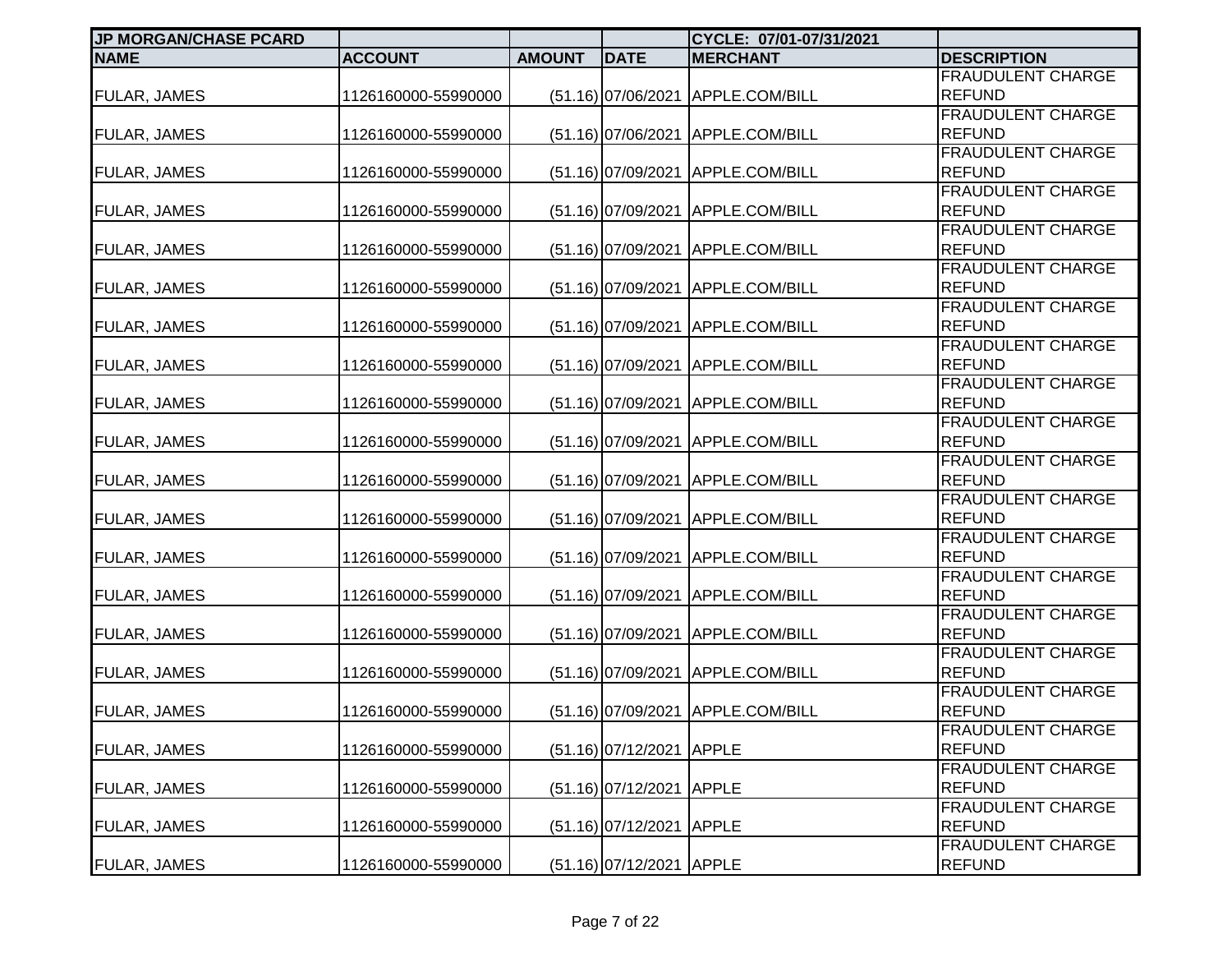| JP MORGAN/CHASE PCARD | | | | CYCLE: 07/01-07/31/2021 | |
|---|---|---|---|---|---|
| **NAME** | **ACCOUNT** | **AMOUNT** | **DATE** | **MERCHANT** | **DESCRIPTION** |
| FULAR, JAMES | 1126160000-55990000 | (51.16) | 07/06/2021 | APPLE.COM/BILL | FRAUDULENT CHARGE REFUND |
| FULAR, JAMES | 1126160000-55990000 | (51.16) | 07/06/2021 | APPLE.COM/BILL | FRAUDULENT CHARGE REFUND |
| FULAR, JAMES | 1126160000-55990000 | (51.16) | 07/09/2021 | APPLE.COM/BILL | FRAUDULENT CHARGE REFUND |
| FULAR, JAMES | 1126160000-55990000 | (51.16) | 07/09/2021 | APPLE.COM/BILL | FRAUDULENT CHARGE REFUND |
| FULAR, JAMES | 1126160000-55990000 | (51.16) | 07/09/2021 | APPLE.COM/BILL | FRAUDULENT CHARGE REFUND |
| FULAR, JAMES | 1126160000-55990000 | (51.16) | 07/09/2021 | APPLE.COM/BILL | FRAUDULENT CHARGE REFUND |
| FULAR, JAMES | 1126160000-55990000 | (51.16) | 07/09/2021 | APPLE.COM/BILL | FRAUDULENT CHARGE REFUND |
| FULAR, JAMES | 1126160000-55990000 | (51.16) | 07/09/2021 | APPLE.COM/BILL | FRAUDULENT CHARGE REFUND |
| FULAR, JAMES | 1126160000-55990000 | (51.16) | 07/09/2021 | APPLE.COM/BILL | FRAUDULENT CHARGE REFUND |
| FULAR, JAMES | 1126160000-55990000 | (51.16) | 07/09/2021 | APPLE.COM/BILL | FRAUDULENT CHARGE REFUND |
| FULAR, JAMES | 1126160000-55990000 | (51.16) | 07/09/2021 | APPLE.COM/BILL | FRAUDULENT CHARGE REFUND |
| FULAR, JAMES | 1126160000-55990000 | (51.16) | 07/09/2021 | APPLE.COM/BILL | FRAUDULENT CHARGE REFUND |
| FULAR, JAMES | 1126160000-55990000 | (51.16) | 07/09/2021 | APPLE.COM/BILL | FRAUDULENT CHARGE REFUND |
| FULAR, JAMES | 1126160000-55990000 | (51.16) | 07/09/2021 | APPLE.COM/BILL | FRAUDULENT CHARGE REFUND |
| FULAR, JAMES | 1126160000-55990000 | (51.16) | 07/09/2021 | APPLE.COM/BILL | FRAUDULENT CHARGE REFUND |
| FULAR, JAMES | 1126160000-55990000 | (51.16) | 07/09/2021 | APPLE.COM/BILL | FRAUDULENT CHARGE REFUND |
| FULAR, JAMES | 1126160000-55990000 | (51.16) | 07/09/2021 | APPLE.COM/BILL | FRAUDULENT CHARGE REFUND |
| FULAR, JAMES | 1126160000-55990000 | (51.16) | 07/12/2021 | APPLE | FRAUDULENT CHARGE REFUND |
| FULAR, JAMES | 1126160000-55990000 | (51.16) | 07/12/2021 | APPLE | FRAUDULENT CHARGE REFUND |
| FULAR, JAMES | 1126160000-55990000 | (51.16) | 07/12/2021 | APPLE | FRAUDULENT CHARGE REFUND |
| FULAR, JAMES | 1126160000-55990000 | (51.16) | 07/12/2021 | APPLE | FRAUDULENT CHARGE REFUND |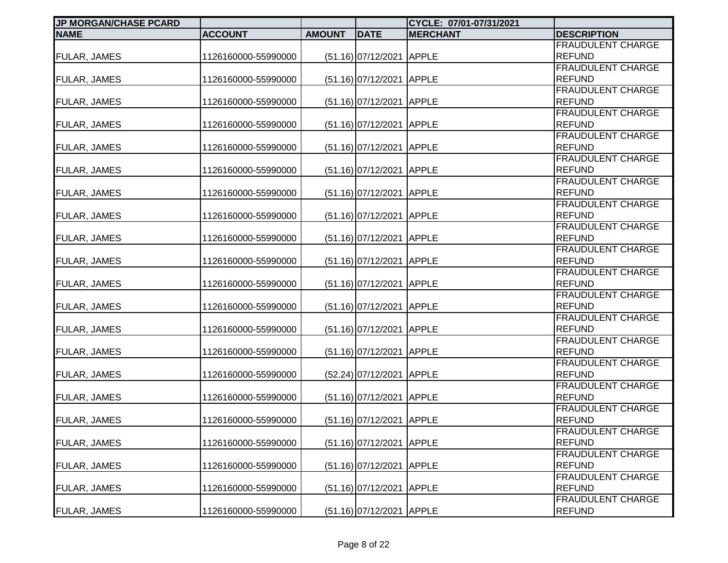| JP MORGAN/CHASE PCARD | | | | CYCLE: 07/01-07/31/2021 | |
|---|---|---|---|---|---|
| **NAME** | **ACCOUNT** | **AMOUNT** | **DATE** | **MERCHANT** | **DESCRIPTION** |
| FULAR, JAMES | 1126160000-55990000 | (51.16) | 07/12/2021 | APPLE | FRAUDULENT CHARGE REFUND |
| FULAR, JAMES | 1126160000-55990000 | (51.16) | 07/12/2021 | APPLE | FRAUDULENT CHARGE REFUND |
| FULAR, JAMES | 1126160000-55990000 | (51.16) | 07/12/2021 | APPLE | FRAUDULENT CHARGE REFUND |
| FULAR, JAMES | 1126160000-55990000 | (51.16) | 07/12/2021 | APPLE | FRAUDULENT CHARGE REFUND |
| FULAR, JAMES | 1126160000-55990000 | (51.16) | 07/12/2021 | APPLE | FRAUDULENT CHARGE REFUND |
| FULAR, JAMES | 1126160000-55990000 | (51.16) | 07/12/2021 | APPLE | FRAUDULENT CHARGE REFUND |
| FULAR, JAMES | 1126160000-55990000 | (51.16) | 07/12/2021 | APPLE | FRAUDULENT CHARGE REFUND |
| FULAR, JAMES | 1126160000-55990000 | (51.16) | 07/12/2021 | APPLE | FRAUDULENT CHARGE REFUND |
| FULAR, JAMES | 1126160000-55990000 | (51.16) | 07/12/2021 | APPLE | FRAUDULENT CHARGE REFUND |
| FULAR, JAMES | 1126160000-55990000 | (51.16) | 07/12/2021 | APPLE | FRAUDULENT CHARGE REFUND |
| FULAR, JAMES | 1126160000-55990000 | (51.16) | 07/12/2021 | APPLE | FRAUDULENT CHARGE REFUND |
| FULAR, JAMES | 1126160000-55990000 | (51.16) | 07/12/2021 | APPLE | FRAUDULENT CHARGE REFUND |
| FULAR, JAMES | 1126160000-55990000 | (51.16) | 07/12/2021 | APPLE | FRAUDULENT CHARGE REFUND |
| FULAR, JAMES | 1126160000-55990000 | (51.16) | 07/12/2021 | APPLE | FRAUDULENT CHARGE REFUND |
| FULAR, JAMES | 1126160000-55990000 | (52.24) | 07/12/2021 | APPLE | FRAUDULENT CHARGE REFUND |
| FULAR, JAMES | 1126160000-55990000 | (51.16) | 07/12/2021 | APPLE | FRAUDULENT CHARGE REFUND |
| FULAR, JAMES | 1126160000-55990000 | (51.16) | 07/12/2021 | APPLE | FRAUDULENT CHARGE REFUND |
| FULAR, JAMES | 1126160000-55990000 | (51.16) | 07/12/2021 | APPLE | FRAUDULENT CHARGE REFUND |
| FULAR, JAMES | 1126160000-55990000 | (51.16) | 07/12/2021 | APPLE | FRAUDULENT CHARGE REFUND |
| FULAR, JAMES | 1126160000-55990000 | (51.16) | 07/12/2021 | APPLE | FRAUDULENT CHARGE REFUND |
| FULAR, JAMES | 1126160000-55990000 | (51.16) | 07/12/2021 | APPLE | FRAUDULENT CHARGE REFUND |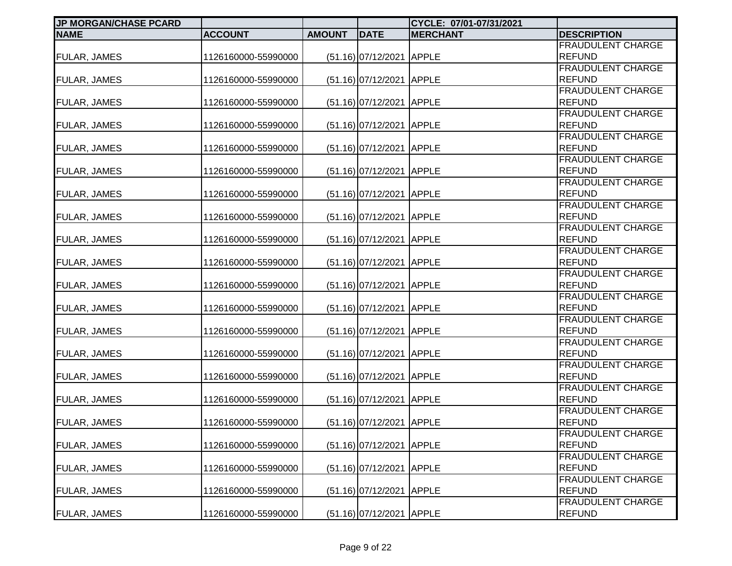| JP MORGAN/CHASE PCARD | | | | CYCLE: 07/01-07/31/2021 | |
|---|---|---|---|---|---|
| NAME | ACCOUNT | AMOUNT | DATE | MERCHANT | DESCRIPTION |
| FULAR, JAMES | 1126160000-55990000 | (51.16) | 07/12/2021 | APPLE | FRAUDULENT CHARGE REFUND |
| FULAR, JAMES | 1126160000-55990000 | (51.16) | 07/12/2021 | APPLE | FRAUDULENT CHARGE REFUND |
| FULAR, JAMES | 1126160000-55990000 | (51.16) | 07/12/2021 | APPLE | FRAUDULENT CHARGE REFUND |
| FULAR, JAMES | 1126160000-55990000 | (51.16) | 07/12/2021 | APPLE | FRAUDULENT CHARGE REFUND |
| FULAR, JAMES | 1126160000-55990000 | (51.16) | 07/12/2021 | APPLE | FRAUDULENT CHARGE REFUND |
| FULAR, JAMES | 1126160000-55990000 | (51.16) | 07/12/2021 | APPLE | FRAUDULENT CHARGE REFUND |
| FULAR, JAMES | 1126160000-55990000 | (51.16) | 07/12/2021 | APPLE | FRAUDULENT CHARGE REFUND |
| FULAR, JAMES | 1126160000-55990000 | (51.16) | 07/12/2021 | APPLE | FRAUDULENT CHARGE REFUND |
| FULAR, JAMES | 1126160000-55990000 | (51.16) | 07/12/2021 | APPLE | FRAUDULENT CHARGE REFUND |
| FULAR, JAMES | 1126160000-55990000 | (51.16) | 07/12/2021 | APPLE | FRAUDULENT CHARGE REFUND |
| FULAR, JAMES | 1126160000-55990000 | (51.16) | 07/12/2021 | APPLE | FRAUDULENT CHARGE REFUND |
| FULAR, JAMES | 1126160000-55990000 | (51.16) | 07/12/2021 | APPLE | FRAUDULENT CHARGE REFUND |
| FULAR, JAMES | 1126160000-55990000 | (51.16) | 07/12/2021 | APPLE | FRAUDULENT CHARGE REFUND |
| FULAR, JAMES | 1126160000-55990000 | (51.16) | 07/12/2021 | APPLE | FRAUDULENT CHARGE REFUND |
| FULAR, JAMES | 1126160000-55990000 | (51.16) | 07/12/2021 | APPLE | FRAUDULENT CHARGE REFUND |
| FULAR, JAMES | 1126160000-55990000 | (51.16) | 07/12/2021 | APPLE | FRAUDULENT CHARGE REFUND |
| FULAR, JAMES | 1126160000-55990000 | (51.16) | 07/12/2021 | APPLE | FRAUDULENT CHARGE REFUND |
| FULAR, JAMES | 1126160000-55990000 | (51.16) | 07/12/2021 | APPLE | FRAUDULENT CHARGE REFUND |
| FULAR, JAMES | 1126160000-55990000 | (51.16) | 07/12/2021 | APPLE | FRAUDULENT CHARGE REFUND |
| FULAR, JAMES | 1126160000-55990000 | (51.16) | 07/12/2021 | APPLE | FRAUDULENT CHARGE REFUND |
| FULAR, JAMES | 1126160000-55990000 | (51.16) | 07/12/2021 | APPLE | FRAUDULENT CHARGE REFUND |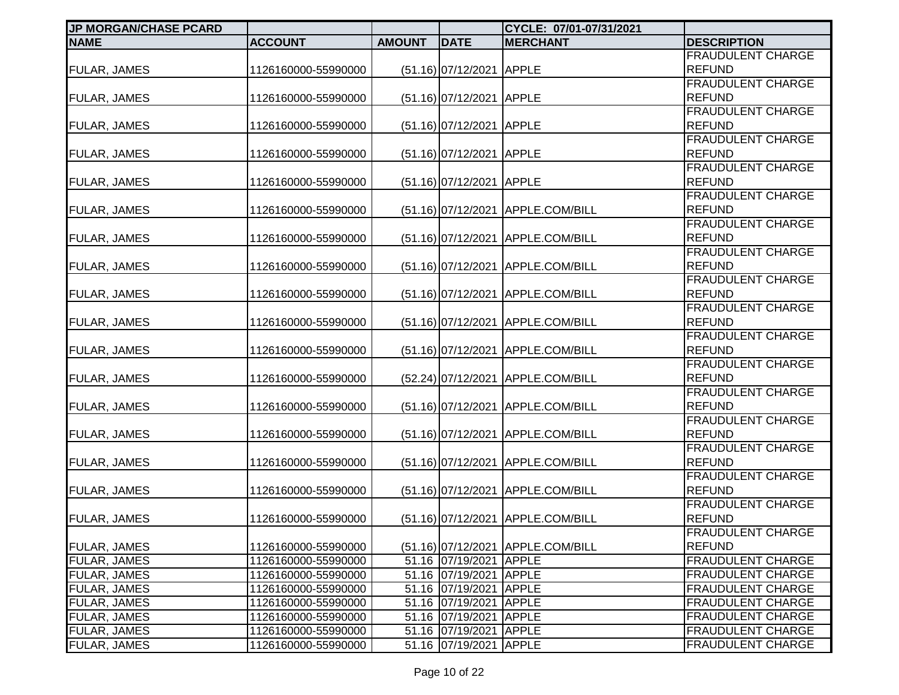| JP MORGAN/CHASE PCARD | | | | CYCLE: 07/01-07/31/2021 | |
|---|---|---|---|---|---|
| NAME | ACCOUNT | AMOUNT | DATE | MERCHANT | DESCRIPTION |
| FULAR, JAMES | 1126160000-55990000 | (51.16) | 07/12/2021 | APPLE | FRAUDULENT CHARGE REFUND |
| FULAR, JAMES | 1126160000-55990000 | (51.16) | 07/12/2021 | APPLE | FRAUDULENT CHARGE REFUND |
| FULAR, JAMES | 1126160000-55990000 | (51.16) | 07/12/2021 | APPLE | FRAUDULENT CHARGE REFUND |
| FULAR, JAMES | 1126160000-55990000 | (51.16) | 07/12/2021 | APPLE | FRAUDULENT CHARGE REFUND |
| FULAR, JAMES | 1126160000-55990000 | (51.16) | 07/12/2021 | APPLE | FRAUDULENT CHARGE REFUND |
| FULAR, JAMES | 1126160000-55990000 | (51.16) | 07/12/2021 | APPLE.COM/BILL | FRAUDULENT CHARGE REFUND |
| FULAR, JAMES | 1126160000-55990000 | (51.16) | 07/12/2021 | APPLE.COM/BILL | FRAUDULENT CHARGE REFUND |
| FULAR, JAMES | 1126160000-55990000 | (51.16) | 07/12/2021 | APPLE.COM/BILL | FRAUDULENT CHARGE REFUND |
| FULAR, JAMES | 1126160000-55990000 | (51.16) | 07/12/2021 | APPLE.COM/BILL | FRAUDULENT CHARGE REFUND |
| FULAR, JAMES | 1126160000-55990000 | (51.16) | 07/12/2021 | APPLE.COM/BILL | FRAUDULENT CHARGE REFUND |
| FULAR, JAMES | 1126160000-55990000 | (51.16) | 07/12/2021 | APPLE.COM/BILL | FRAUDULENT CHARGE REFUND |
| FULAR, JAMES | 1126160000-55990000 | (52.24) | 07/12/2021 | APPLE.COM/BILL | FRAUDULENT CHARGE REFUND |
| FULAR, JAMES | 1126160000-55990000 | (51.16) | 07/12/2021 | APPLE.COM/BILL | FRAUDULENT CHARGE REFUND |
| FULAR, JAMES | 1126160000-55990000 | (51.16) | 07/12/2021 | APPLE.COM/BILL | FRAUDULENT CHARGE REFUND |
| FULAR, JAMES | 1126160000-55990000 | (51.16) | 07/12/2021 | APPLE.COM/BILL | FRAUDULENT CHARGE REFUND |
| FULAR, JAMES | 1126160000-55990000 | (51.16) | 07/12/2021 | APPLE.COM/BILL | FRAUDULENT CHARGE REFUND |
| FULAR, JAMES | 1126160000-55990000 | (51.16) | 07/12/2021 | APPLE.COM/BILL | FRAUDULENT CHARGE REFUND |
| FULAR, JAMES | 1126160000-55990000 | (51.16) | 07/12/2021 | APPLE.COM/BILL | FRAUDULENT CHARGE REFUND |
| FULAR, JAMES | 1126160000-55990000 | 51.16 | 07/19/2021 | APPLE | FRAUDULENT CHARGE |
| FULAR, JAMES | 1126160000-55990000 | 51.16 | 07/19/2021 | APPLE | FRAUDULENT CHARGE |
| FULAR, JAMES | 1126160000-55990000 | 51.16 | 07/19/2021 | APPLE | FRAUDULENT CHARGE |
| FULAR, JAMES | 1126160000-55990000 | 51.16 | 07/19/2021 | APPLE | FRAUDULENT CHARGE |
| FULAR, JAMES | 1126160000-55990000 | 51.16 | 07/19/2021 | APPLE | FRAUDULENT CHARGE |
| FULAR, JAMES | 1126160000-55990000 | 51.16 | 07/19/2021 | APPLE | FRAUDULENT CHARGE |
| FULAR, JAMES | 1126160000-55990000 | 51.16 | 07/19/2021 | APPLE | FRAUDULENT CHARGE |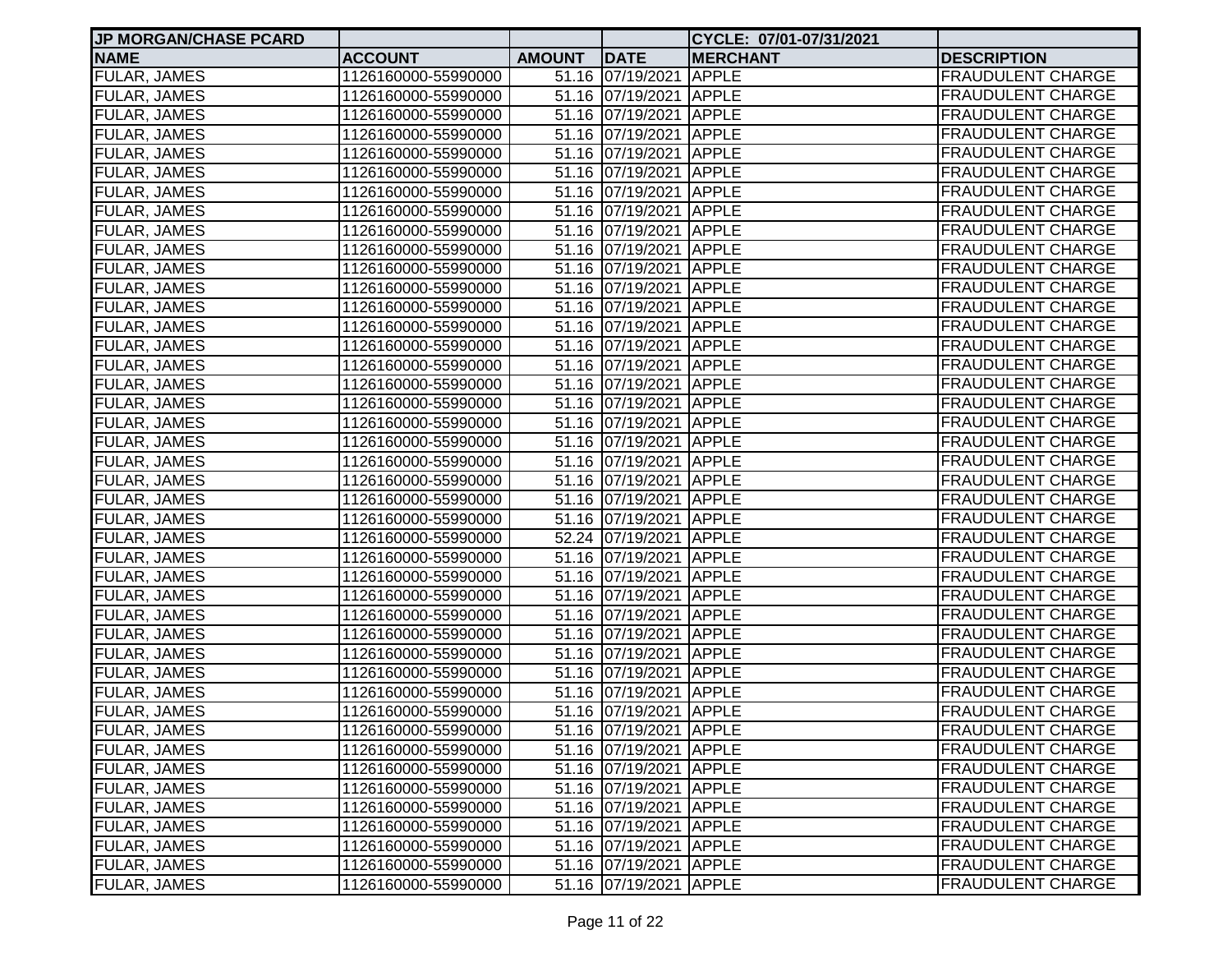| JP MORGAN/CHASE PCARD | | | | CYCLE: 07/01-07/31/2021 | |
|---|---|---|---|---|---|
| **NAME** | **ACCOUNT** | **AMOUNT** | **DATE** | **MERCHANT** | **DESCRIPTION** |
| FULAR, JAMES | 1126160000-55990000 | 51.16 | 07/19/2021 | APPLE | FRAUDULENT CHARGE |
| FULAR, JAMES | 1126160000-55990000 | 51.16 | 07/19/2021 | APPLE | FRAUDULENT CHARGE |
| FULAR, JAMES | 1126160000-55990000 | 51.16 | 07/19/2021 | APPLE | FRAUDULENT CHARGE |
| FULAR, JAMES | 1126160000-55990000 | 51.16 | 07/19/2021 | APPLE | FRAUDULENT CHARGE |
| FULAR, JAMES | 1126160000-55990000 | 51.16 | 07/19/2021 | APPLE | FRAUDULENT CHARGE |
| FULAR, JAMES | 1126160000-55990000 | 51.16 | 07/19/2021 | APPLE | FRAUDULENT CHARGE |
| FULAR, JAMES | 1126160000-55990000 | 51.16 | 07/19/2021 | APPLE | FRAUDULENT CHARGE |
| FULAR, JAMES | 1126160000-55990000 | 51.16 | 07/19/2021 | APPLE | FRAUDULENT CHARGE |
| FULAR, JAMES | 1126160000-55990000 | 51.16 | 07/19/2021 | APPLE | FRAUDULENT CHARGE |
| FULAR, JAMES | 1126160000-55990000 | 51.16 | 07/19/2021 | APPLE | FRAUDULENT CHARGE |
| FULAR, JAMES | 1126160000-55990000 | 51.16 | 07/19/2021 | APPLE | FRAUDULENT CHARGE |
| FULAR, JAMES | 1126160000-55990000 | 51.16 | 07/19/2021 | APPLE | FRAUDULENT CHARGE |
| FULAR, JAMES | 1126160000-55990000 | 51.16 | 07/19/2021 | APPLE | FRAUDULENT CHARGE |
| FULAR, JAMES | 1126160000-55990000 | 51.16 | 07/19/2021 | APPLE | FRAUDULENT CHARGE |
| FULAR, JAMES | 1126160000-55990000 | 51.16 | 07/19/2021 | APPLE | FRAUDULENT CHARGE |
| FULAR, JAMES | 1126160000-55990000 | 51.16 | 07/19/2021 | APPLE | FRAUDULENT CHARGE |
| FULAR, JAMES | 1126160000-55990000 | 51.16 | 07/19/2021 | APPLE | FRAUDULENT CHARGE |
| FULAR, JAMES | 1126160000-55990000 | 51.16 | 07/19/2021 | APPLE | FRAUDULENT CHARGE |
| FULAR, JAMES | 1126160000-55990000 | 51.16 | 07/19/2021 | APPLE | FRAUDULENT CHARGE |
| FULAR, JAMES | 1126160000-55990000 | 51.16 | 07/19/2021 | APPLE | FRAUDULENT CHARGE |
| FULAR, JAMES | 1126160000-55990000 | 51.16 | 07/19/2021 | APPLE | FRAUDULENT CHARGE |
| FULAR, JAMES | 1126160000-55990000 | 51.16 | 07/19/2021 | APPLE | FRAUDULENT CHARGE |
| FULAR, JAMES | 1126160000-55990000 | 51.16 | 07/19/2021 | APPLE | FRAUDULENT CHARGE |
| FULAR, JAMES | 1126160000-55990000 | 51.16 | 07/19/2021 | APPLE | FRAUDULENT CHARGE |
| FULAR, JAMES | 1126160000-55990000 | 52.24 | 07/19/2021 | APPLE | FRAUDULENT CHARGE |
| FULAR, JAMES | 1126160000-55990000 | 51.16 | 07/19/2021 | APPLE | FRAUDULENT CHARGE |
| FULAR, JAMES | 1126160000-55990000 | 51.16 | 07/19/2021 | APPLE | FRAUDULENT CHARGE |
| FULAR, JAMES | 1126160000-55990000 | 51.16 | 07/19/2021 | APPLE | FRAUDULENT CHARGE |
| FULAR, JAMES | 1126160000-55990000 | 51.16 | 07/19/2021 | APPLE | FRAUDULENT CHARGE |
| FULAR, JAMES | 1126160000-55990000 | 51.16 | 07/19/2021 | APPLE | FRAUDULENT CHARGE |
| FULAR, JAMES | 1126160000-55990000 | 51.16 | 07/19/2021 | APPLE | FRAUDULENT CHARGE |
| FULAR, JAMES | 1126160000-55990000 | 51.16 | 07/19/2021 | APPLE | FRAUDULENT CHARGE |
| FULAR, JAMES | 1126160000-55990000 | 51.16 | 07/19/2021 | APPLE | FRAUDULENT CHARGE |
| FULAR, JAMES | 1126160000-55990000 | 51.16 | 07/19/2021 | APPLE | FRAUDULENT CHARGE |
| FULAR, JAMES | 1126160000-55990000 | 51.16 | 07/19/2021 | APPLE | FRAUDULENT CHARGE |
| FULAR, JAMES | 1126160000-55990000 | 51.16 | 07/19/2021 | APPLE | FRAUDULENT CHARGE |
| FULAR, JAMES | 1126160000-55990000 | 51.16 | 07/19/2021 | APPLE | FRAUDULENT CHARGE |
| FULAR, JAMES | 1126160000-55990000 | 51.16 | 07/19/2021 | APPLE | FRAUDULENT CHARGE |
| FULAR, JAMES | 1126160000-55990000 | 51.16 | 07/19/2021 | APPLE | FRAUDULENT CHARGE |
| FULAR, JAMES | 1126160000-55990000 | 51.16 | 07/19/2021 | APPLE | FRAUDULENT CHARGE |
| FULAR, JAMES | 1126160000-55990000 | 51.16 | 07/19/2021 | APPLE | FRAUDULENT CHARGE |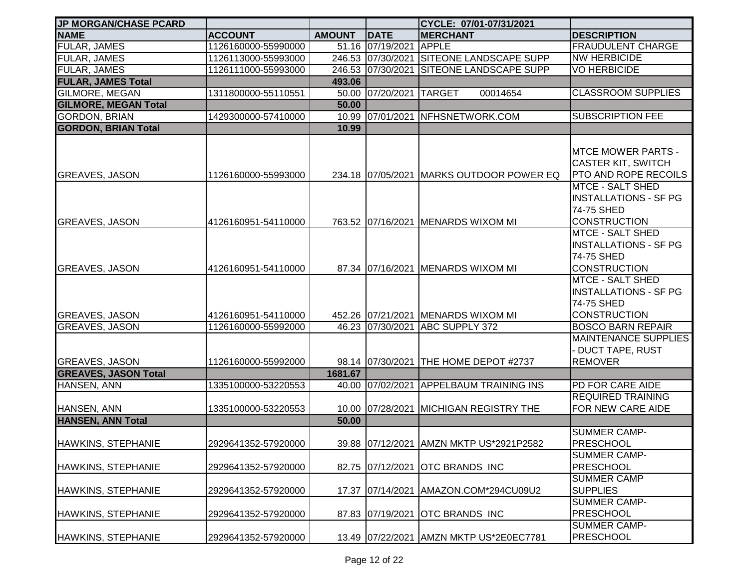| JP MORGAN/CHASE PCARD | | | | CYCLE: 07/01-07/31/2021 | |
|---|---|---|---|---|---|
| **NAME** | **ACCOUNT** | **AMOUNT** | **DATE** | **MERCHANT** | **DESCRIPTION** |
| FULAR, JAMES | 1126160000-55990000 | 51.16 | 07/19/2021 | APPLE | FRAUDULENT CHARGE |
| FULAR, JAMES | 1126113000-55993000 | 246.53 | 07/30/2021 | SITEONE LANDSCAPE SUPP | NW HERBICIDE |
| FULAR, JAMES | 1126111000-55993000 | 246.53 | 07/30/2021 | SITEONE LANDSCAPE SUPP | VO HERBICIDE |
| **FULAR, JAMES Total** | | **493.06** | | | |
| GILMORE, MEGAN | 1311800000-55110551 | 50.00 | 07/20/2021 | TARGET 00014654 | CLASSROOM SUPPLIES |
| **GILMORE, MEGAN Total** | | **50.00** | | | |
| GORDON, BRIAN | 1429300000-57410000 | 10.99 | 07/01/2021 | NFHSNETWORK.COM | SUBSCRIPTION FEE |
| **GORDON, BRIAN Total** | | **10.99** | | | |
| GREAVES, JASON | 1126160000-55993000 | 234.18 | 07/05/2021 | MARKS OUTDOOR POWER EQ | MTCE MOWER PARTS - CASTER KIT, SWITCH PTO AND ROPE RECOILS |
| GREAVES, JASON | 4126160951-54110000 | 763.52 | 07/16/2021 | MENARDS WIXOM MI | MTCE - SALT SHED INSTALLATIONS - SF PG 74-75 SHED CONSTRUCTION |
| GREAVES, JASON | 4126160951-54110000 | 87.34 | 07/16/2021 | MENARDS WIXOM MI | MTCE - SALT SHED INSTALLATIONS - SF PG 74-75 SHED CONSTRUCTION |
| GREAVES, JASON | 4126160951-54110000 | 452.26 | 07/21/2021 | MENARDS WIXOM MI | MTCE - SALT SHED INSTALLATIONS - SF PG 74-75 SHED CONSTRUCTION |
| GREAVES, JASON | 1126160000-55992000 | 46.23 | 07/30/2021 | ABC SUPPLY 372 | BOSCO BARN REPAIR |
| GREAVES, JASON | 1126160000-55992000 | 98.14 | 07/30/2021 | THE HOME DEPOT #2737 | MAINTENANCE SUPPLIES - DUCT TAPE, RUST REMOVER |
| **GREAVES, JASON Total** | | **1681.67** | | | |
| HANSEN, ANN | 1335100000-53220553 | 40.00 | 07/02/2021 | APPELBAUM TRAINING INS | PD FOR CARE AIDE |
| HANSEN, ANN | 1335100000-53220553 | 10.00 | 07/28/2021 | MICHIGAN REGISTRY THE | REQUIRED TRAINING FOR NEW CARE AIDE |
| **HANSEN, ANN Total** | | **50.00** | | | |
| HAWKINS, STEPHANIE | 2929641352-57920000 | 39.88 | 07/12/2021 | AMZN MKTP US*2921P2582 | SUMMER CAMP-PRESCHOOL |
| HAWKINS, STEPHANIE | 2929641352-57920000 | 82.75 | 07/12/2021 | OTC BRANDS INC | SUMMER CAMP-PRESCHOOL |
| HAWKINS, STEPHANIE | 2929641352-57920000 | 17.37 | 07/14/2021 | AMAZON.COM*294CU09U2 | SUMMER CAMP SUPPLIES |
| HAWKINS, STEPHANIE | 2929641352-57920000 | 87.83 | 07/19/2021 | OTC BRANDS INC | SUMMER CAMP-PRESCHOOL |
| HAWKINS, STEPHANIE | 2929641352-57920000 | 13.49 | 07/22/2021 | AMZN MKTP US*2E0EC7781 | SUMMER CAMP-PRESCHOOL |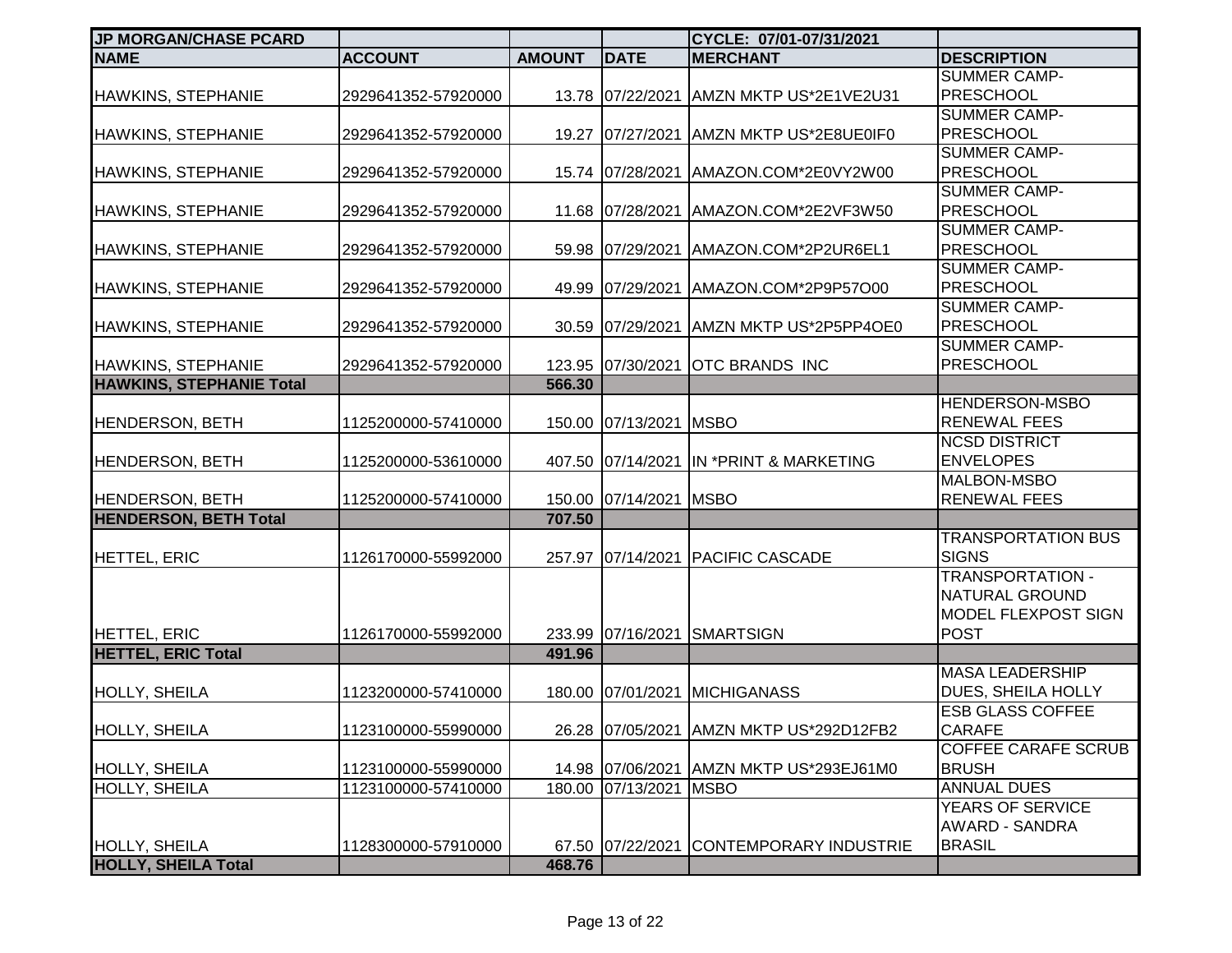| JP MORGAN/CHASE PCARD | | | | CYCLE: 07/01-07/31/2021 | |
|---|---|---|---|---|---|
| **NAME** | **ACCOUNT** | **AMOUNT** | **DATE** | **MERCHANT** | **DESCRIPTION** |
| HAWKINS, STEPHANIE | 2929641352-57920000 | 13.78 | 07/22/2021 | AMZN MKTP US*2E1VE2U31 | SUMMER CAMP-PRESCHOOL |
| HAWKINS, STEPHANIE | 2929641352-57920000 | 19.27 | 07/27/2021 | AMZN MKTP US*2E8UE0IF0 | SUMMER CAMP-PRESCHOOL |
| HAWKINS, STEPHANIE | 2929641352-57920000 | 15.74 | 07/28/2021 | AMAZON.COM*2E0VY2W00 | SUMMER CAMP-PRESCHOOL |
| HAWKINS, STEPHANIE | 2929641352-57920000 | 11.68 | 07/28/2021 | AMAZON.COM*2E2VF3W50 | SUMMER CAMP-PRESCHOOL |
| HAWKINS, STEPHANIE | 2929641352-57920000 | 59.98 | 07/29/2021 | AMAZON.COM*2P2UR6EL1 | SUMMER CAMP-PRESCHOOL |
| HAWKINS, STEPHANIE | 2929641352-57920000 | 49.99 | 07/29/2021 | AMAZON.COM*2P9P57O00 | SUMMER CAMP-PRESCHOOL |
| HAWKINS, STEPHANIE | 2929641352-57920000 | 30.59 | 07/29/2021 | AMZN MKTP US*2P5PP4OE0 | SUMMER CAMP-PRESCHOOL |
| HAWKINS, STEPHANIE | 2929641352-57920000 | 123.95 | 07/30/2021 | OTC BRANDS INC | SUMMER CAMP-PRESCHOOL |
| **HAWKINS, STEPHANIE Total** | | **566.30** | | | |
| HENDERSON, BETH | 1125200000-57410000 | 150.00 | 07/13/2021 | MSBO | HENDERSON-MSBO RENEWAL FEES |
| HENDERSON, BETH | 1125200000-53610000 | 407.50 | 07/14/2021 | IN *PRINT & MARKETING | NCSD DISTRICT ENVELOPES |
| HENDERSON, BETH | 1125200000-57410000 | 150.00 | 07/14/2021 | MSBO | MALBON-MSBO RENEWAL FEES |
| **HENDERSON, BETH Total** | | **707.50** | | | |
| HETTEL, ERIC | 1126170000-55992000 | 257.97 | 07/14/2021 | PACIFIC CASCADE | TRANSPORTATION BUS SIGNS |
| HETTEL, ERIC | 1126170000-55992000 | 233.99 | 07/16/2021 | SMARTSIGN | TRANSPORTATION - NATURAL GROUND MODEL FLEXPOST SIGN POST |
| **HETTEL, ERIC Total** | | **491.96** | | | |
| HOLLY, SHEILA | 1123200000-57410000 | 180.00 | 07/01/2021 | MICHIGANASS | MASA LEADERSHIP DUES, SHEILA HOLLY |
| HOLLY, SHEILA | 1123100000-55990000 | 26.28 | 07/05/2021 | AMZN MKTP US*292D12FB2 | ESB GLASS COFFEE CARAFE |
| HOLLY, SHEILA | 1123100000-55990000 | 14.98 | 07/06/2021 | AMZN MKTP US*293EJ61M0 | COFFEE CARAFE SCRUB BRUSH |
| HOLLY, SHEILA | 1123100000-57410000 | 180.00 | 07/13/2021 | MSBO | ANNUAL DUES |
| HOLLY, SHEILA | 1128300000-57910000 | 67.50 | 07/22/2021 | CONTEMPORARY INDUSTRIE | YEARS OF SERVICE AWARD - SANDRA BRASIL |
| **HOLLY, SHEILA Total** | | **468.76** | | | |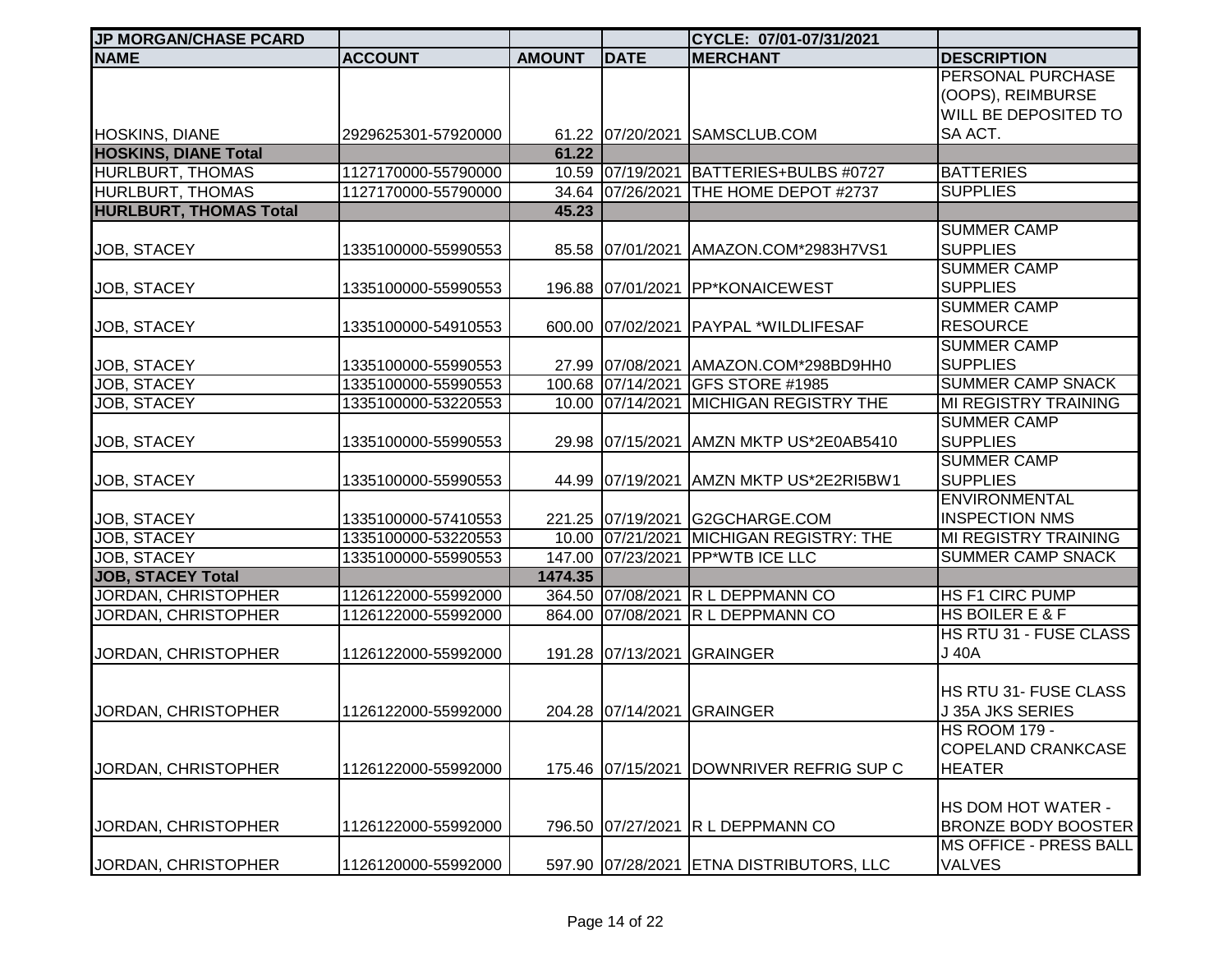| JP MORGAN/CHASE PCARD | | | | CYCLE: 07/01-07/31/2021 | |
|---|---|---|---|---|---|
| **NAME** | **ACCOUNT** | **AMOUNT** | **DATE** | **MERCHANT** | **DESCRIPTION** |
| HOSKINS, DIANE | 2929625301-57920000 | 61.22 | 07/20/2021 | SAMSCLUB.COM | PERSONAL PURCHASE (OOPS), REIMBURSE WILL BE DEPOSITED TO SA ACT. |
| **HOSKINS, DIANE Total** | | **61.22** | | | |
| HURLBURT, THOMAS | 1127170000-55790000 | 10.59 | 07/19/2021 | BATTERIES+BULBS #0727 | BATTERIES |
| HURLBURT, THOMAS | 1127170000-55790000 | 34.64 | 07/26/2021 | THE HOME DEPOT #2737 | SUPPLIES |
| **HURLBURT, THOMAS Total** | | **45.23** | | | |
| JOB, STACEY | 1335100000-55990553 | 85.58 | 07/01/2021 | AMAZON.COM*2983H7VS1 | SUMMER CAMP SUPPLIES |
| JOB, STACEY | 1335100000-55990553 | 196.88 | 07/01/2021 | PP*KONAICEWEST | SUMMER CAMP SUPPLIES |
| JOB, STACEY | 1335100000-54910553 | 600.00 | 07/02/2021 | PAYPAL *WILDLIFESAF | SUMMER CAMP RESOURCE |
| JOB, STACEY | 1335100000-55990553 | 27.99 | 07/08/2021 | AMAZON.COM*298BD9HH0 | SUMMER CAMP SUPPLIES |
| JOB, STACEY | 1335100000-55990553 | 100.68 | 07/14/2021 | GFS STORE #1985 | SUMMER CAMP SNACK |
| JOB, STACEY | 1335100000-53220553 | 10.00 | 07/14/2021 | MICHIGAN REGISTRY THE | MI REGISTRY TRAINING |
| JOB, STACEY | 1335100000-55990553 | 29.98 | 07/15/2021 | AMZN MKTP US*2E0AB5410 | SUMMER CAMP SUPPLIES |
| JOB, STACEY | 1335100000-55990553 | 44.99 | 07/19/2021 | AMZN MKTP US*2E2RI5BW1 | SUMMER CAMP SUPPLIES |
| JOB, STACEY | 1335100000-57410553 | 221.25 | 07/19/2021 | G2GCHARGE.COM | ENVIRONMENTAL INSPECTION NMS |
| JOB, STACEY | 1335100000-53220553 | 10.00 | 07/21/2021 | MICHIGAN REGISTRY: THE | MI REGISTRY TRAINING |
| JOB, STACEY | 1335100000-55990553 | 147.00 | 07/23/2021 | PP*WTB ICE LLC | SUMMER CAMP SNACK |
| **JOB, STACEY Total** | | **1474.35** | | | |
| JORDAN, CHRISTOPHER | 1126122000-55992000 | 364.50 | 07/08/2021 | R L DEPPMANN CO | HS F1 CIRC PUMP |
| JORDAN, CHRISTOPHER | 1126122000-55992000 | 864.00 | 07/08/2021 | R L DEPPMANN CO | HS BOILER E & F |
| JORDAN, CHRISTOPHER | 1126122000-55992000 | 191.28 | 07/13/2021 | GRAINGER | HS RTU 31 - FUSE CLASS J 40A |
| JORDAN, CHRISTOPHER | 1126122000-55992000 | 204.28 | 07/14/2021 | GRAINGER | HS RTU 31- FUSE CLASS J 35A JKS SERIES |
| JORDAN, CHRISTOPHER | 1126122000-55992000 | 175.46 | 07/15/2021 | DOWNRIVER REFRIG SUP C | HS ROOM 179 - COPELAND CRANKCASE HEATER |
| JORDAN, CHRISTOPHER | 1126122000-55992000 | 796.50 | 07/27/2021 | R L DEPPMANN CO | HS DOM HOT WATER - BRONZE BODY BOOSTER |
| JORDAN, CHRISTOPHER | 1126120000-55992000 | 597.90 | 07/28/2021 | ETNA DISTRIBUTORS, LLC | MS OFFICE - PRESS BALL VALVES |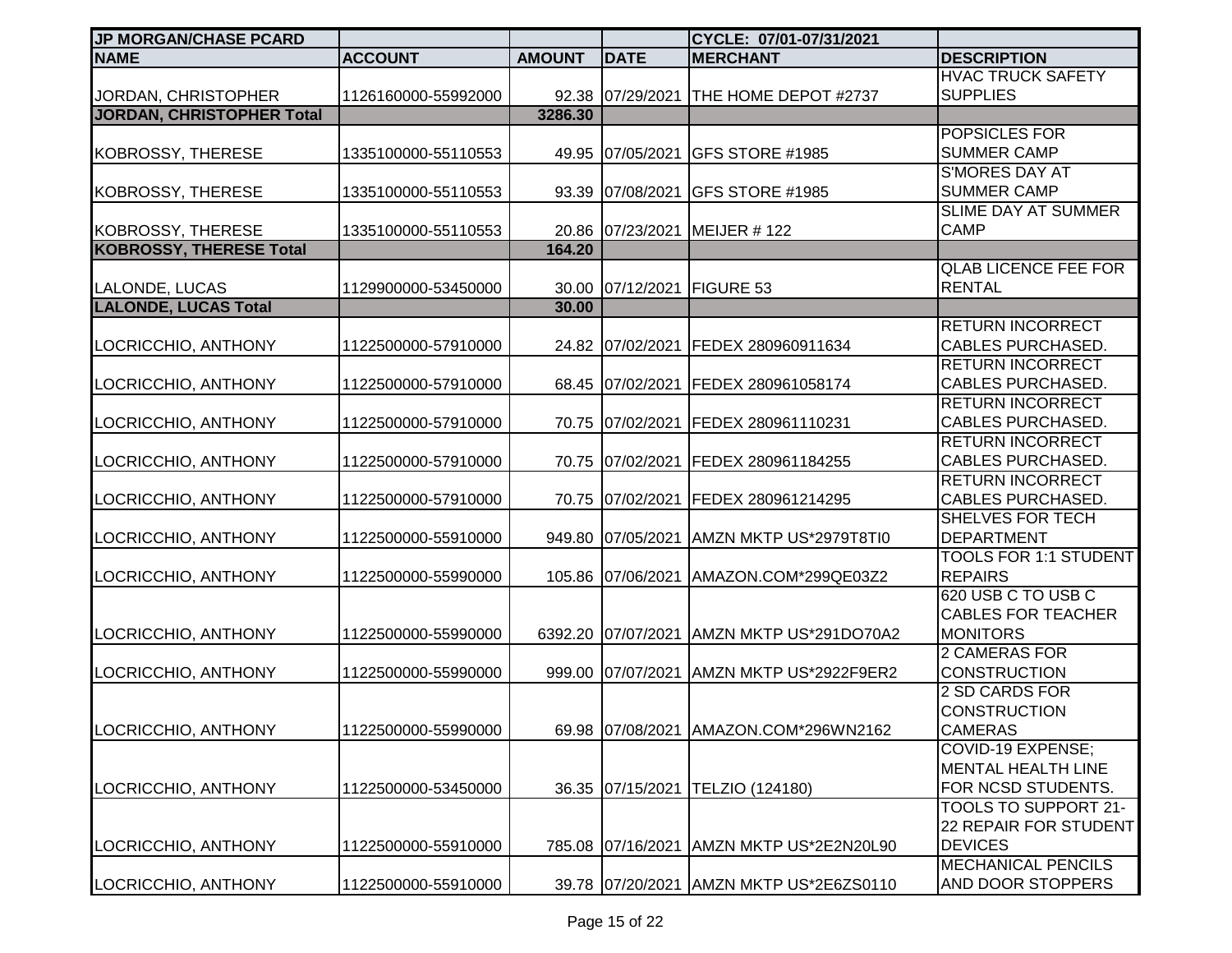| JP MORGAN/CHASE PCARD | | | | CYCLE: 07/01-07/31/2021 | |
|---|---|---|---|---|---|
| **NAME** | **ACCOUNT** | **AMOUNT** | **DATE** | **MERCHANT** | **DESCRIPTION** |
| JORDAN, CHRISTOPHER | 1126160000-55992000 | 92.38 | 07/29/2021 | THE HOME DEPOT #2737 | HVAC TRUCK SAFETY SUPPLIES |
| **JORDAN, CHRISTOPHER Total** | | **3286.30** | | | |
| KOBROSSY, THERESE | 1335100000-55110553 | 49.95 | 07/05/2021 | GFS STORE #1985 | POPSICLES FOR SUMMER CAMP |
| KOBROSSY, THERESE | 1335100000-55110553 | 93.39 | 07/08/2021 | GFS STORE #1985 | S'MORES DAY AT SUMMER CAMP |
| KOBROSSY, THERESE | 1335100000-55110553 | 20.86 | 07/23/2021 | MEIJER # 122 | SLIME DAY AT SUMMER CAMP |
| **KOBROSSY, THERESE Total** | | **164.20** | | | |
| LALONDE, LUCAS | 1129900000-53450000 | 30.00 | 07/12/2021 | FIGURE 53 | QLAB LICENCE FEE FOR RENTAL |
| **LALONDE, LUCAS Total** | | **30.00** | | | |
| LOCRICCHIO, ANTHONY | 1122500000-57910000 | 24.82 | 07/02/2021 | FEDEX 280960911634 | RETURN INCORRECT CABLES PURCHASED. |
| LOCRICCHIO, ANTHONY | 1122500000-57910000 | 68.45 | 07/02/2021 | FEDEX 280961058174 | RETURN INCORRECT CABLES PURCHASED. |
| LOCRICCHIO, ANTHONY | 1122500000-57910000 | 70.75 | 07/02/2021 | FEDEX 280961110231 | RETURN INCORRECT CABLES PURCHASED. |
| LOCRICCHIO, ANTHONY | 1122500000-57910000 | 70.75 | 07/02/2021 | FEDEX 280961184255 | RETURN INCORRECT CABLES PURCHASED. |
| LOCRICCHIO, ANTHONY | 1122500000-57910000 | 70.75 | 07/02/2021 | FEDEX 280961214295 | RETURN INCORRECT CABLES PURCHASED. |
| LOCRICCHIO, ANTHONY | 1122500000-55910000 | 949.80 | 07/05/2021 | AMZN MKTP US*2979T8TI0 | SHELVES FOR TECH DEPARTMENT |
| LOCRICCHIO, ANTHONY | 1122500000-55990000 | 105.86 | 07/06/2021 | AMAZON.COM*299QE03Z2 | TOOLS FOR 1:1 STUDENT REPAIRS |
| LOCRICCHIO, ANTHONY | 1122500000-55990000 | 6392.20 | 07/07/2021 | AMZN MKTP US*291DO70A2 | 620 USB C TO USB C CABLES FOR TEACHER MONITORS |
| LOCRICCHIO, ANTHONY | 1122500000-55990000 | 999.00 | 07/07/2021 | AMZN MKTP US*2922F9ER2 | 2 CAMERAS FOR CONSTRUCTION |
| LOCRICCHIO, ANTHONY | 1122500000-55990000 | 69.98 | 07/08/2021 | AMAZON.COM*296WN2162 | 2 SD CARDS FOR CONSTRUCTION CAMERAS |
| LOCRICCHIO, ANTHONY | 1122500000-53450000 | 36.35 | 07/15/2021 | TELZIO (124180) | COVID-19 EXPENSE; MENTAL HEALTH LINE FOR NCSD STUDENTS. |
| LOCRICCHIO, ANTHONY | 1122500000-55910000 | 785.08 | 07/16/2021 | AMZN MKTP US*2E2N20L90 | TOOLS TO SUPPORT 21-22 REPAIR FOR STUDENT DEVICES |
| LOCRICCHIO, ANTHONY | 1122500000-55910000 | 39.78 | 07/20/2021 | AMZN MKTP US*2E6ZS0110 | MECHANICAL PENCILS AND DOOR STOPPERS |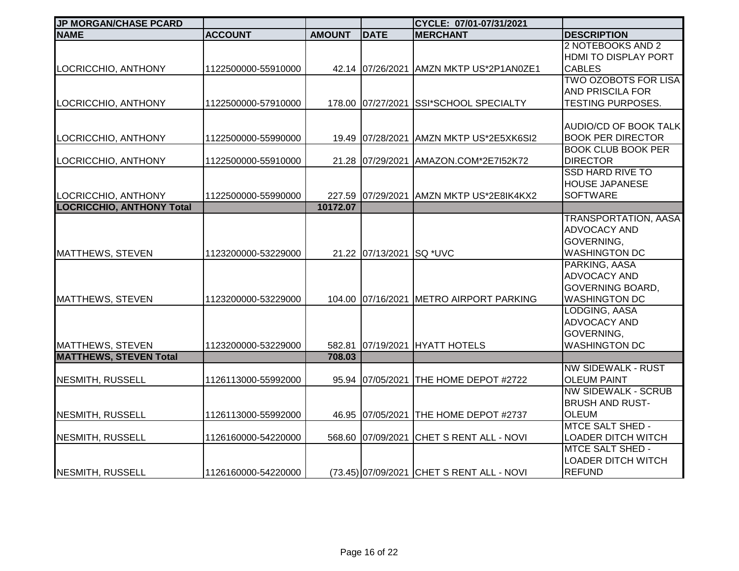| JP MORGAN/CHASE PCARD | | | | CYCLE: 07/01-07/31/2021 | |
|---|---|---|---|---|---|
| **NAME** | **ACCOUNT** | **AMOUNT** | **DATE** | **MERCHANT** | **DESCRIPTION** |
| LOCRICCHIO, ANTHONY | 1122500000-55910000 | 42.14 | 07/26/2021 | AMZN MKTP US*2P1AN0ZE1 | 2 NOTEBOOKS AND 2 HDMI TO DISPLAY PORT CABLES |
| LOCRICCHIO, ANTHONY | 1122500000-57910000 | 178.00 | 07/27/2021 | SSI*SCHOOL SPECIALTY | TWO OZOBOTS FOR LISA AND PRISCILA FOR TESTING PURPOSES. |
| LOCRICCHIO, ANTHONY | 1122500000-55990000 | 19.49 | 07/28/2021 | AMZN MKTP US*2E5XK6SI2 | AUDIO/CD OF BOOK TALK BOOK PER DIRECTOR |
| LOCRICCHIO, ANTHONY | 1122500000-55910000 | 21.28 | 07/29/2021 | AMAZON.COM*2E7I52K72 | BOOK CLUB BOOK PER DIRECTOR |
| LOCRICCHIO, ANTHONY | 1122500000-55990000 | 227.59 | 07/29/2021 | AMZN MKTP US*2E8IK4KX2 | SSD HARD RIVE TO HOUSE JAPANESE SOFTWARE |
| **LOCRICCHIO, ANTHONY Total** | | **10172.07** | | | |
| MATTHEWS, STEVEN | 1123200000-53229000 | 21.22 | 07/13/2021 | SQ *UVC | TRANSPORTATION, AASA ADVOCACY AND GOVERNING, WASHINGTON DC |
| MATTHEWS, STEVEN | 1123200000-53229000 | 104.00 | 07/16/2021 | METRO AIRPORT PARKING | PARKING, AASA ADVOCACY AND GOVERNING BOARD, WASHINGTON DC |
| MATTHEWS, STEVEN | 1123200000-53229000 | 582.81 | 07/19/2021 | HYATT HOTELS | LODGING, AASA ADVOCACY AND GOVERNING, WASHINGTON DC |
| **MATTHEWS, STEVEN Total** | | **708.03** | | | |
| NESMITH, RUSSELL | 1126113000-55992000 | 95.94 | 07/05/2021 | THE HOME DEPOT #2722 | NW SIDEWALK - RUST OLEUM PAINT |
| NESMITH, RUSSELL | 1126113000-55992000 | 46.95 | 07/05/2021 | THE HOME DEPOT #2737 | NW SIDEWALK - SCRUB BRUSH AND RUST-OLEUM |
| NESMITH, RUSSELL | 1126160000-54220000 | 568.60 | 07/09/2021 | CHET S RENT ALL - NOVI | MTCE SALT SHED - LOADER DITCH WITCH |
| NESMITH, RUSSELL | 1126160000-54220000 | (73.45) | 07/09/2021 | CHET S RENT ALL - NOVI | MTCE SALT SHED - LOADER DITCH WITCH REFUND |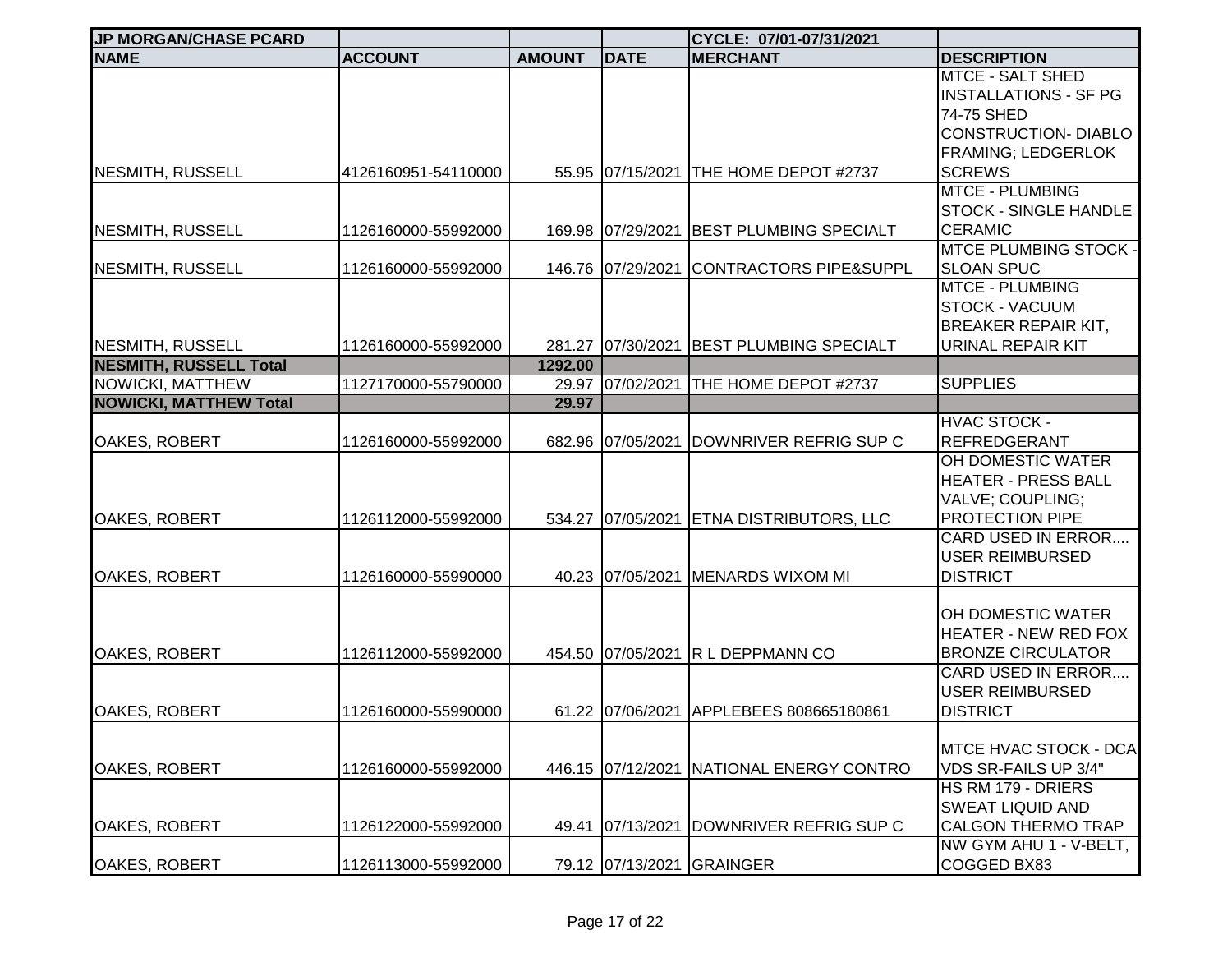| JP MORGAN/CHASE PCARD | | | | CYCLE: 07/01-07/31/2021 | |
|---|---|---|---|---|---|
| **NAME** | **ACCOUNT** | **AMOUNT** | **DATE** | **MERCHANT** | **DESCRIPTION** |
| NESMITH, RUSSELL | 4126160951-54110000 | 55.95 | 07/15/2021 | THE HOME DEPOT #2737 | MTCE - SALT SHED INSTALLATIONS - SF PG 74-75 SHED CONSTRUCTION- DIABLO FRAMING; LEDGERLOK SCREWS |
| NESMITH, RUSSELL | 1126160000-55992000 | 169.98 | 07/29/2021 | BEST PLUMBING SPECIALT | MTCE - PLUMBING STOCK - SINGLE HANDLE CERAMIC |
| NESMITH, RUSSELL | 1126160000-55992000 | 146.76 | 07/29/2021 | CONTRACTORS PIPE&SUPPL | MTCE PLUMBING STOCK - SLOAN SPUC |
| NESMITH, RUSSELL | 1126160000-55992000 | 281.27 | 07/30/2021 | BEST PLUMBING SPECIALT | MTCE - PLUMBING STOCK - VACUUM BREAKER REPAIR KIT, URINAL REPAIR KIT |
| **NESMITH, RUSSELL Total** | | **1292.00** | | | |
| NOWICKI, MATTHEW | 1127170000-55790000 | 29.97 | 07/02/2021 | THE HOME DEPOT #2737 | SUPPLIES |
| **NOWICKI, MATTHEW Total** | | **29.97** | | | |
| OAKES, ROBERT | 1126160000-55992000 | 682.96 | 07/05/2021 | DOWNRIVER REFRIG SUP C | HVAC STOCK - REFREDGERANT |
| OAKES, ROBERT | 1126112000-55992000 | 534.27 | 07/05/2021 | ETNA DISTRIBUTORS, LLC | OH DOMESTIC WATER HEATER - PRESS BALL VALVE; COUPLING; PROTECTION PIPE |
| OAKES, ROBERT | 1126160000-55990000 | 40.23 | 07/05/2021 | MENARDS WIXOM MI | CARD USED IN ERROR.... USER REIMBURSED DISTRICT |
| OAKES, ROBERT | 1126112000-55992000 | 454.50 | 07/05/2021 | R L DEPPMANN CO | OH DOMESTIC WATER HEATER - NEW RED FOX BRONZE CIRCULATOR |
| OAKES, ROBERT | 1126160000-55990000 | 61.22 | 07/06/2021 | APPLEBEES 808665180861 | CARD USED IN ERROR.... USER REIMBURSED DISTRICT |
| OAKES, ROBERT | 1126160000-55992000 | 446.15 | 07/12/2021 | NATIONAL ENERGY CONTRO | MTCE HVAC STOCK - DCA VDS SR-FAILS UP 3/4" |
| OAKES, ROBERT | 1126122000-55992000 | 49.41 | 07/13/2021 | DOWNRIVER REFRIG SUP C | HS RM 179 - DRIERS SWEAT LIQUID AND CALGON THERMO TRAP |
| OAKES, ROBERT | 1126113000-55992000 | 79.12 | 07/13/2021 | GRAINGER | NW GYM AHU 1 - V-BELT, COGGED BX83 |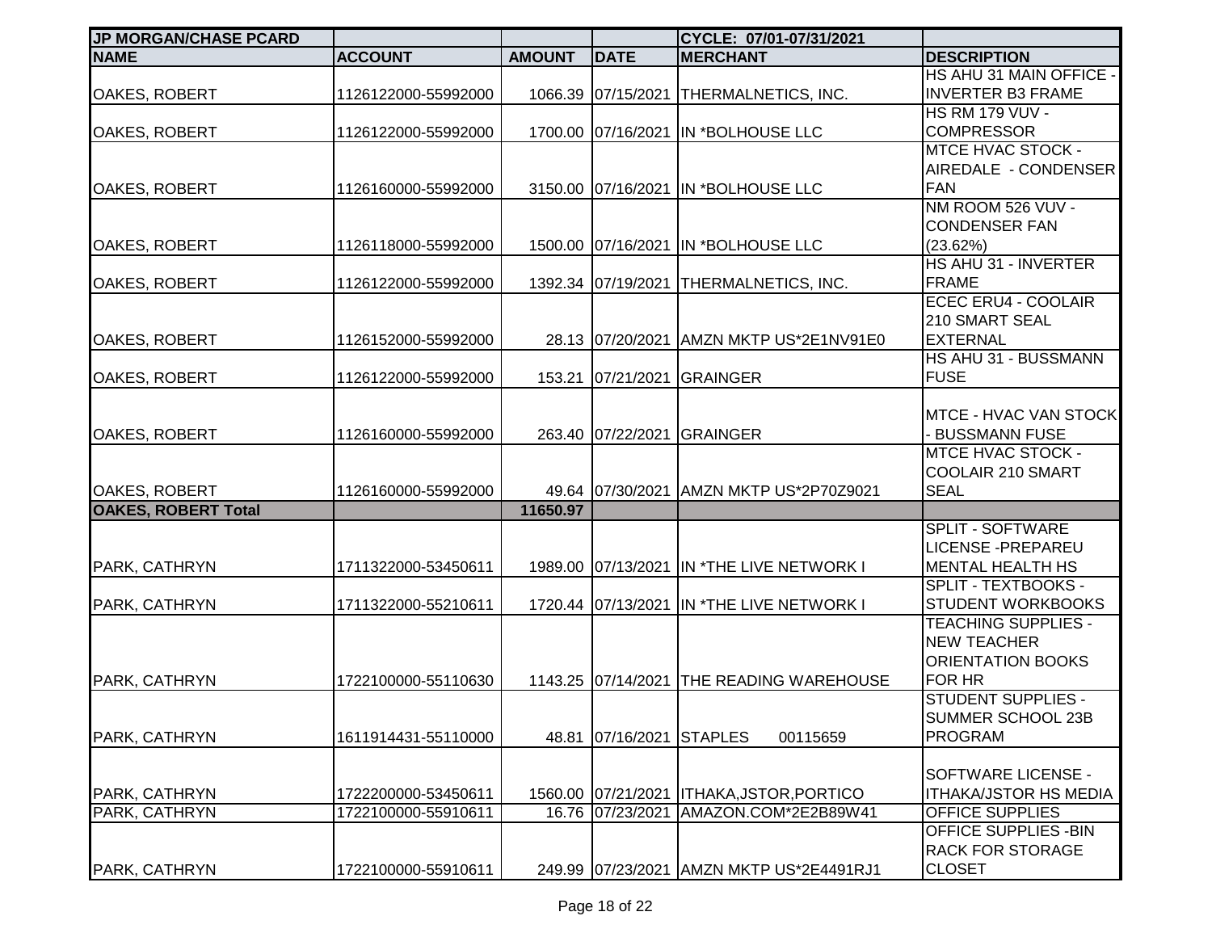| JP MORGAN/CHASE PCARD | | | | CYCLE: 07/01-07/31/2021 | |
|---|---|---|---|---|---|
| **NAME** | **ACCOUNT** | **AMOUNT** | **DATE** | **MERCHANT** | **DESCRIPTION** |
| OAKES, ROBERT | 1126122000-55992000 | 1066.39 | 07/15/2021 | THERMALNETICS, INC. | HS AHU 31 MAIN OFFICE - INVERTER B3 FRAME |
| OAKES, ROBERT | 1126122000-55992000 | 1700.00 | 07/16/2021 | IN *BOLHOUSE LLC | HS RM 179 VUV - COMPRESSOR |
| OAKES, ROBERT | 1126160000-55992000 | 3150.00 | 07/16/2021 | IN *BOLHOUSE LLC | MTCE HVAC STOCK - AIREDALE - CONDENSER FAN |
| OAKES, ROBERT | 1126118000-55992000 | 1500.00 | 07/16/2021 | IN *BOLHOUSE LLC | NM ROOM 526 VUV - CONDENSER FAN (23.62%) |
| OAKES, ROBERT | 1126122000-55992000 | 1392.34 | 07/19/2021 | THERMALNETICS, INC. | HS AHU 31 - INVERTER FRAME |
| OAKES, ROBERT | 1126152000-55992000 | 28.13 | 07/20/2021 | AMZN MKTP US*2E1NV91E0 | ECEC ERU4 - COOLAIR 210 SMART SEAL EXTERNAL |
| OAKES, ROBERT | 1126122000-55992000 | 153.21 | 07/21/2021 | GRAINGER | HS AHU 31 - BUSSMANN FUSE |
| OAKES, ROBERT | 1126160000-55992000 | 263.40 | 07/22/2021 | GRAINGER | MTCE - HVAC VAN STOCK - BUSSMANN FUSE |
| OAKES, ROBERT | 1126160000-55992000 | 49.64 | 07/30/2021 | AMZN MKTP US*2P70Z9021 | MTCE HVAC STOCK - COOLAIR 210 SMART SEAL |
| **OAKES, ROBERT Total** | | **11650.97** | | | |
| PARK, CATHRYN | 1711322000-53450611 | 1989.00 | 07/13/2021 | IN *THE LIVE NETWORK I | SPLIT - SOFTWARE LICENSE -PREPAREU MENTAL HEALTH HS |
| PARK, CATHRYN | 1711322000-55210611 | 1720.44 | 07/13/2021 | IN *THE LIVE NETWORK I | SPLIT - TEXTBOOKS - STUDENT WORKBOOKS |
| PARK, CATHRYN | 1722100000-55110630 | 1143.25 | 07/14/2021 | THE READING WAREHOUSE | TEACHING SUPPLIES - NEW TEACHER ORIENTATION BOOKS FOR HR |
| PARK, CATHRYN | 1611914431-55110000 | 48.81 | 07/16/2021 | STAPLES 00115659 | STUDENT SUPPLIES - SUMMER SCHOOL 23B PROGRAM |
| PARK, CATHRYN | 1722200000-53450611 | 1560.00 | 07/21/2021 | ITHAKA,JSTOR,PORTICO | SOFTWARE LICENSE - ITHAKA/JSTOR HS MEDIA |
| PARK, CATHRYN | 1722100000-55910611 | 16.76 | 07/23/2021 | AMAZON.COM*2E2B89W41 | OFFICE SUPPLIES |
| PARK, CATHRYN | 1722100000-55910611 | 249.99 | 07/23/2021 | AMZN MKTP US*2E4491RJ1 | OFFICE SUPPLIES -BIN RACK FOR STORAGE CLOSET |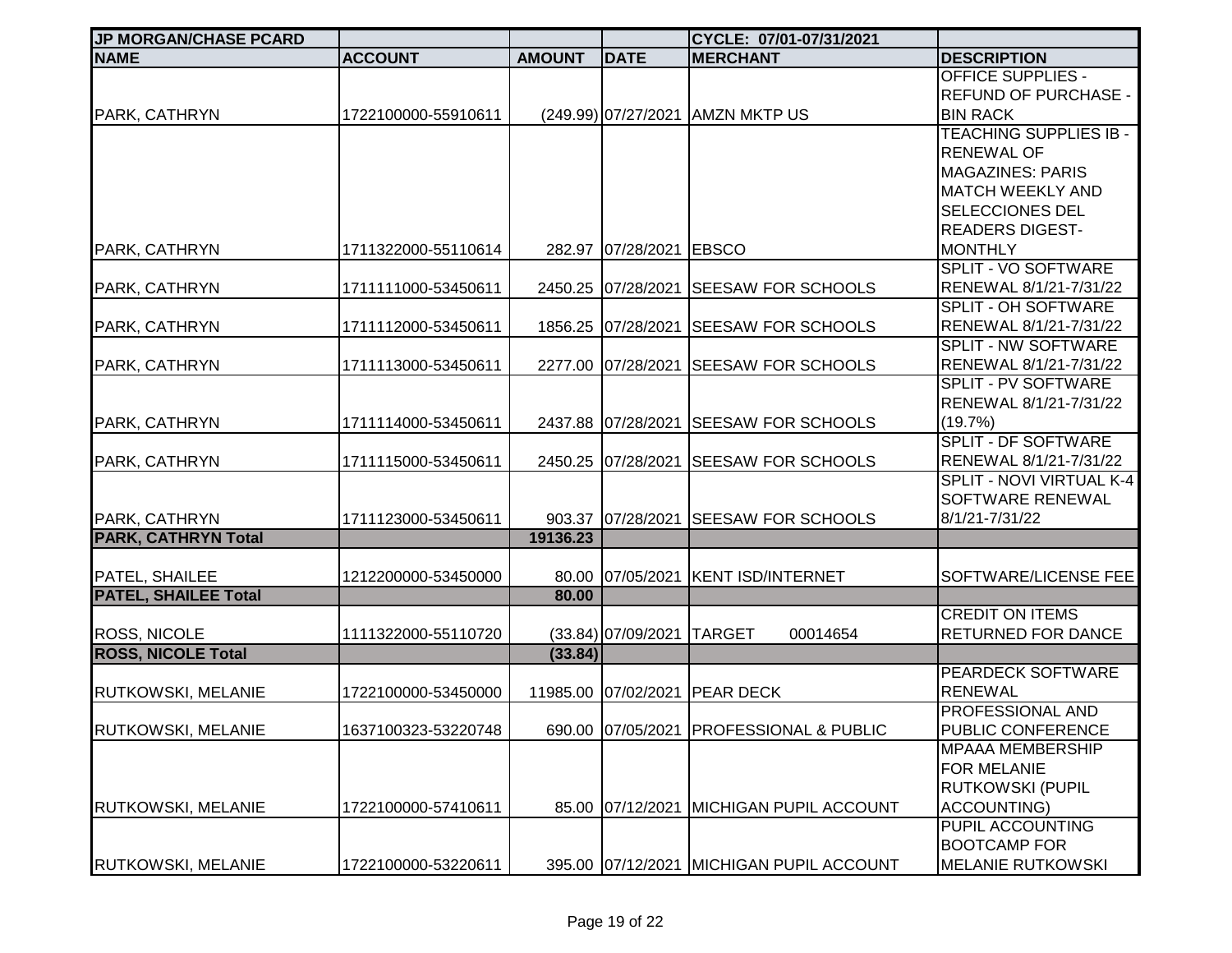| JP MORGAN/CHASE PCARD | | | | CYCLE: 07/01-07/31/2021 | |
|---|---|---|---|---|---|
| **NAME** | **ACCOUNT** | **AMOUNT** | **DATE** | **MERCHANT** | **DESCRIPTION** |
| PARK, CATHRYN | 1722100000-55910611 | (249.99) | 07/27/2021 | AMZN MKTP US | OFFICE SUPPLIES - REFUND OF PURCHASE - BIN RACK |
| PARK, CATHRYN | 1711322000-55110614 | 282.97 | 07/28/2021 | EBSCO | TEACHING SUPPLIES IB - RENEWAL OF MAGAZINES: PARIS MATCH WEEKLY AND SELECCIONES DEL READERS DIGEST-MONTHLY |
| PARK, CATHRYN | 1711111000-53450611 | 2450.25 | 07/28/2021 | SEESAW FOR SCHOOLS | SPLIT - VO SOFTWARE RENEWAL 8/1/21-7/31/22 |
| PARK, CATHRYN | 1711112000-53450611 | 1856.25 | 07/28/2021 | SEESAW FOR SCHOOLS | SPLIT - OH SOFTWARE RENEWAL 8/1/21-7/31/22 |
| PARK, CATHRYN | 1711113000-53450611 | 2277.00 | 07/28/2021 | SEESAW FOR SCHOOLS | SPLIT - NW SOFTWARE RENEWAL 8/1/21-7/31/22 |
| PARK, CATHRYN | 1711114000-53450611 | 2437.88 | 07/28/2021 | SEESAW FOR SCHOOLS | SPLIT - PV SOFTWARE RENEWAL 8/1/21-7/31/22 (19.7%) |
| PARK, CATHRYN | 1711115000-53450611 | 2450.25 | 07/28/2021 | SEESAW FOR SCHOOLS | SPLIT - DF SOFTWARE RENEWAL 8/1/21-7/31/22 |
| PARK, CATHRYN | 1711123000-53450611 | 903.37 | 07/28/2021 | SEESAW FOR SCHOOLS | SPLIT - NOVI VIRTUAL K-4 SOFTWARE RENEWAL 8/1/21-7/31/22 |
| **PARK, CATHRYN Total** | | **19136.23** | | | |
| PATEL, SHAILEE | 1212200000-53450000 | 80.00 | 07/05/2021 | KENT ISD/INTERNET | SOFTWARE/LICENSE FEE |
| **PATEL, SHAILEE Total** | | **80.00** | | | |
| ROSS, NICOLE | 1111322000-55110720 | (33.84) | 07/09/2021 | TARGET 00014654 | CREDIT ON ITEMS RETURNED FOR DANCE |
| **ROSS, NICOLE Total** | | **(33.84)** | | | |
| RUTKOWSKI, MELANIE | 1722100000-53450000 | 11985.00 | 07/02/2021 | PEAR DECK | PEARDECK SOFTWARE RENEWAL |
| RUTKOWSKI, MELANIE | 1637100323-53220748 | 690.00 | 07/05/2021 | PROFESSIONAL & PUBLIC | PROFESSIONAL AND PUBLIC CONFERENCE |
| RUTKOWSKI, MELANIE | 1722100000-57410611 | 85.00 | 07/12/2021 | MICHIGAN PUPIL ACCOUNT | MPAAA MEMBERSHIP FOR MELANIE RUTKOWSKI (PUPIL ACCOUNTING) |
| RUTKOWSKI, MELANIE | 1722100000-53220611 | 395.00 | 07/12/2021 | MICHIGAN PUPIL ACCOUNT | PUPIL ACCOUNTING BOOTCAMP FOR MELANIE RUTKOWSKI |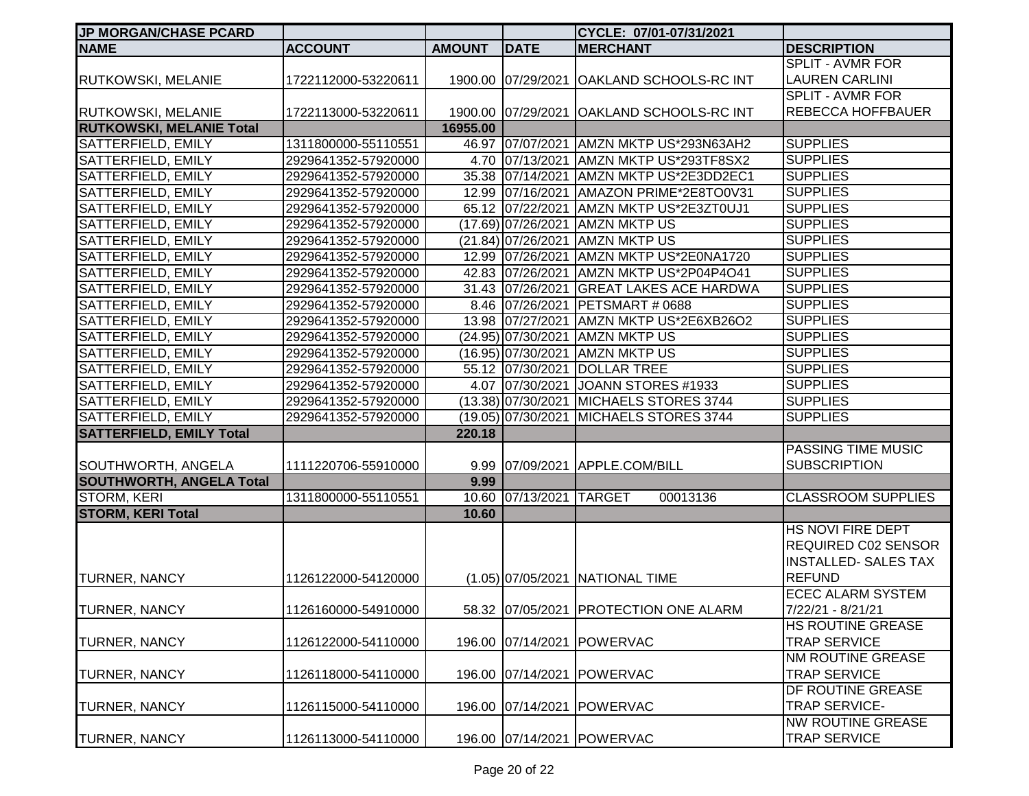| JP MORGAN/CHASE PCARD | | | | CYCLE: 07/01-07/31/2021 | |
|---|---|---|---|---|---|
| **NAME** | **ACCOUNT** | **AMOUNT** | **DATE** | **MERCHANT** | **DESCRIPTION** |
| RUTKOWSKI, MELANIE | 1722112000-53220611 | 1900.00 | 07/29/2021 | OAKLAND SCHOOLS-RC INT | SPLIT - AVMR FOR LAUREN CARLINI |
| RUTKOWSKI, MELANIE | 1722113000-53220611 | 1900.00 | 07/29/2021 | OAKLAND SCHOOLS-RC INT | SPLIT - AVMR FOR REBECCA HOFFBAUER |
| **RUTKOWSKI, MELANIE Total** | | **16955.00** | | | |
| SATTERFIELD, EMILY | 1311800000-55110551 | 46.97 | 07/07/2021 | AMZN MKTP US*293N63AH2 | SUPPLIES |
| SATTERFIELD, EMILY | 2929641352-57920000 | 4.70 | 07/13/2021 | AMZN MKTP US*293TF8SX2 | SUPPLIES |
| SATTERFIELD, EMILY | 2929641352-57920000 | 35.38 | 07/14/2021 | AMZN MKTP US*2E3DD2EC1 | SUPPLIES |
| SATTERFIELD, EMILY | 2929641352-57920000 | 12.99 | 07/16/2021 | AMAZON PRIME*2E8TO0V31 | SUPPLIES |
| SATTERFIELD, EMILY | 2929641352-57920000 | 65.12 | 07/22/2021 | AMZN MKTP US*2E3ZT0UJ1 | SUPPLIES |
| SATTERFIELD, EMILY | 2929641352-57920000 | (17.69) | 07/26/2021 | AMZN MKTP US | SUPPLIES |
| SATTERFIELD, EMILY | 2929641352-57920000 | (21.84) | 07/26/2021 | AMZN MKTP US | SUPPLIES |
| SATTERFIELD, EMILY | 2929641352-57920000 | 12.99 | 07/26/2021 | AMZN MKTP US*2E0NA1720 | SUPPLIES |
| SATTERFIELD, EMILY | 2929641352-57920000 | 42.83 | 07/26/2021 | AMZN MKTP US*2P04P4O41 | SUPPLIES |
| SATTERFIELD, EMILY | 2929641352-57920000 | 31.43 | 07/26/2021 | GREAT LAKES ACE HARDWA | SUPPLIES |
| SATTERFIELD, EMILY | 2929641352-57920000 | 8.46 | 07/26/2021 | PETSMART # 0688 | SUPPLIES |
| SATTERFIELD, EMILY | 2929641352-57920000 | 13.98 | 07/27/2021 | AMZN MKTP US*2E6XB26O2 | SUPPLIES |
| SATTERFIELD, EMILY | 2929641352-57920000 | (24.95) | 07/30/2021 | AMZN MKTP US | SUPPLIES |
| SATTERFIELD, EMILY | 2929641352-57920000 | (16.95) | 07/30/2021 | AMZN MKTP US | SUPPLIES |
| SATTERFIELD, EMILY | 2929641352-57920000 | 55.12 | 07/30/2021 | DOLLAR TREE | SUPPLIES |
| SATTERFIELD, EMILY | 2929641352-57920000 | 4.07 | 07/30/2021 | JOANN STORES #1933 | SUPPLIES |
| SATTERFIELD, EMILY | 2929641352-57920000 | (13.38) | 07/30/2021 | MICHAELS STORES 3744 | SUPPLIES |
| SATTERFIELD, EMILY | 2929641352-57920000 | (19.05) | 07/30/2021 | MICHAELS STORES 3744 | SUPPLIES |
| **SATTERFIELD, EMILY Total** | | **220.18** | | | |
| SOUTHWORTH, ANGELA | 1111220706-55910000 | 9.99 | 07/09/2021 | APPLE.COM/BILL | PASSING TIME MUSIC SUBSCRIPTION |
| **SOUTHWORTH, ANGELA Total** | | **9.99** | | | |
| STORM, KERI | 1311800000-55110551 | 10.60 | 07/13/2021 | TARGET 00013136 | CLASSROOM SUPPLIES |
| **STORM, KERI Total** | | **10.60** | | | |
| TURNER, NANCY | 1126122000-54120000 | (1.05) | 07/05/2021 | NATIONAL TIME | HS NOVI FIRE DEPT REQUIRED C02 SENSOR INSTALLED- SALES TAX REFUND |
| TURNER, NANCY | 1126160000-54910000 | 58.32 | 07/05/2021 | PROTECTION ONE ALARM | ECEC ALARM SYSTEM 7/22/21 - 8/21/21 |
| TURNER, NANCY | 1126122000-54110000 | 196.00 | 07/14/2021 | POWERVAC | HS ROUTINE GREASE TRAP SERVICE |
| TURNER, NANCY | 1126118000-54110000 | 196.00 | 07/14/2021 | POWERVAC | NM ROUTINE GREASE TRAP SERVICE |
| TURNER, NANCY | 1126115000-54110000 | 196.00 | 07/14/2021 | POWERVAC | DF ROUTINE GREASE TRAP SERVICE- |
| TURNER, NANCY | 1126113000-54110000 | 196.00 | 07/14/2021 | POWERVAC | NW ROUTINE GREASE TRAP SERVICE |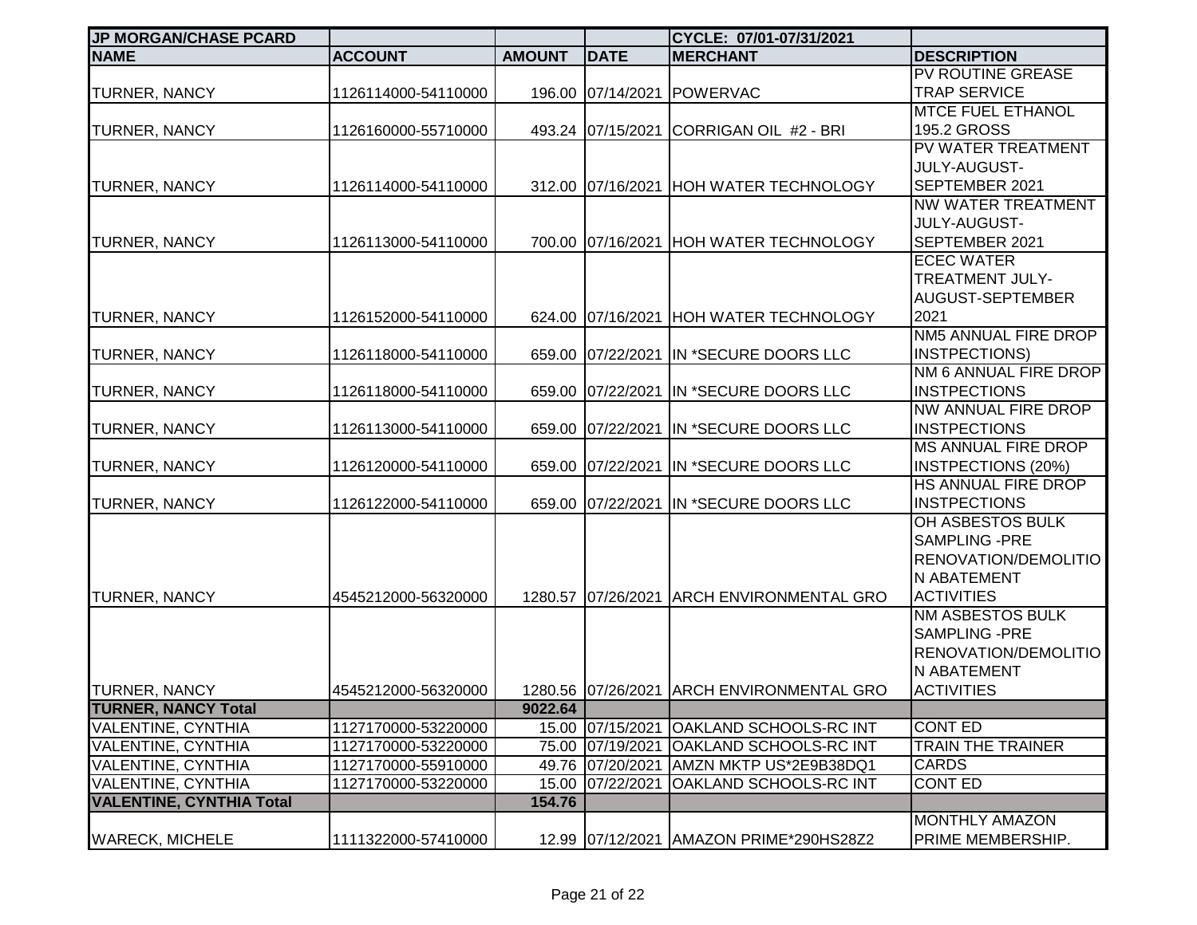| JP MORGAN/CHASE PCARD | | | | CYCLE: 07/01-07/31/2021 | |
|---|---|---|---|---|---|
| **NAME** | **ACCOUNT** | **AMOUNT** | **DATE** | **MERCHANT** | **DESCRIPTION** |
| TURNER, NANCY | 1126114000-54110000 | 196.00 | 07/14/2021 | POWERVAC | PV ROUTINE GREASE TRAP SERVICE |
| TURNER, NANCY | 1126160000-55710000 | 493.24 | 07/15/2021 | CORRIGAN OIL #2 - BRI | MTCE FUEL ETHANOL 195.2 GROSS |
| TURNER, NANCY | 1126114000-54110000 | 312.00 | 07/16/2021 | HOH WATER TECHNOLOGY | PV WATER TREATMENT JULY-AUGUST-SEPTEMBER 2021 |
| TURNER, NANCY | 1126113000-54110000 | 700.00 | 07/16/2021 | HOH WATER TECHNOLOGY | NW WATER TREATMENT JULY-AUGUST-SEPTEMBER 2021 |
| TURNER, NANCY | 1126152000-54110000 | 624.00 | 07/16/2021 | HOH WATER TECHNOLOGY | ECEC WATER TREATMENT JULY-AUGUST-SEPTEMBER 2021 |
| TURNER, NANCY | 1126118000-54110000 | 659.00 | 07/22/2021 | IN *SECURE DOORS LLC | NM5 ANNUAL FIRE DROP INSTPECTIONS) |
| TURNER, NANCY | 1126118000-54110000 | 659.00 | 07/22/2021 | IN *SECURE DOORS LLC | NM 6 ANNUAL FIRE DROP INSTPECTIONS |
| TURNER, NANCY | 1126113000-54110000 | 659.00 | 07/22/2021 | IN *SECURE DOORS LLC | NW ANNUAL FIRE DROP INSTPECTIONS |
| TURNER, NANCY | 1126120000-54110000 | 659.00 | 07/22/2021 | IN *SECURE DOORS LLC | MS ANNUAL FIRE DROP INSTPECTIONS (20%) |
| TURNER, NANCY | 1126122000-54110000 | 659.00 | 07/22/2021 | IN *SECURE DOORS LLC | HS ANNUAL FIRE DROP INSTPECTIONS |
| TURNER, NANCY | 4545212000-56320000 | 1280.57 | 07/26/2021 | ARCH ENVIRONMENTAL GRO | OH ASBESTOS BULK SAMPLING -PRE RENOVATION/DEMOLITION ABATEMENT ACTIVITIES |
| TURNER, NANCY | 4545212000-56320000 | 1280.56 | 07/26/2021 | ARCH ENVIRONMENTAL GRO | NM ASBESTOS BULK SAMPLING -PRE RENOVATION/DEMOLITION ABATEMENT ACTIVITIES |
| **TURNER, NANCY Total** | | **9022.64** | | | |
| VALENTINE, CYNTHIA | 1127170000-53220000 | 15.00 | 07/15/2021 | OAKLAND SCHOOLS-RC INT | CONT ED |
| VALENTINE, CYNTHIA | 1127170000-53220000 | 75.00 | 07/19/2021 | OAKLAND SCHOOLS-RC INT | TRAIN THE TRAINER |
| VALENTINE, CYNTHIA | 1127170000-55910000 | 49.76 | 07/20/2021 | AMZN MKTP US*2E9B38DQ1 | CARDS |
| VALENTINE, CYNTHIA | 1127170000-53220000 | 15.00 | 07/22/2021 | OAKLAND SCHOOLS-RC INT | CONT ED |
| **VALENTINE, CYNTHIA Total** | | **154.76** | | | |
| WARECK, MICHELE | 1111322000-57410000 | 12.99 | 07/12/2021 | AMAZON PRIME*290HS28Z2 | MONTHLY AMAZON PRIME MEMBERSHIP. |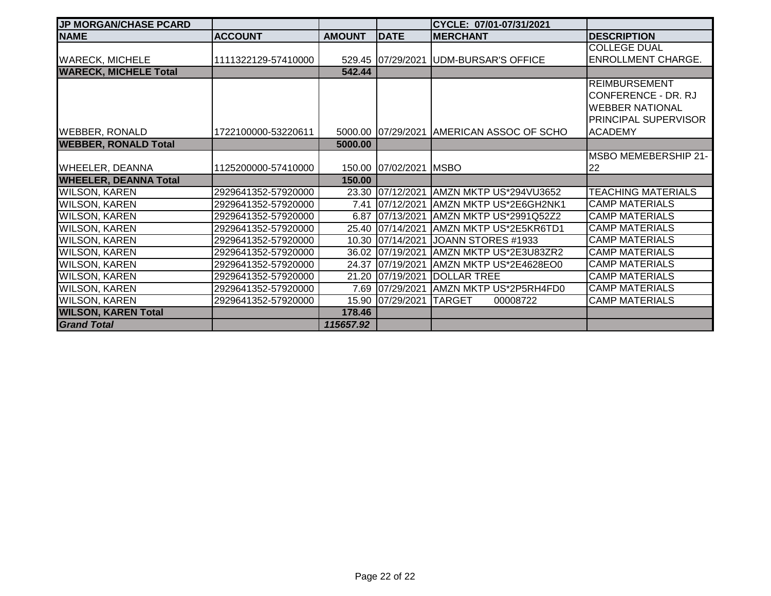| JP MORGAN/CHASE PCARD | | | | CYCLE: 07/01-07/31/2021 | |
|---|---|---|---|---|---|
| **NAME** | **ACCOUNT** | **AMOUNT** | **DATE** | **MERCHANT** | **DESCRIPTION** |
| WARECK, MICHELE | 1111322129-57410000 | 529.45 | 07/29/2021 | UDM-BURSAR'S OFFICE | COLLEGE DUAL ENROLLMENT CHARGE. |
| **WARECK, MICHELE Total** | | **542.44** | | | |
| WEBBER, RONALD | 1722100000-53220611 | 5000.00 | 07/29/2021 | AMERICAN ASSOC OF SCHO | REIMBURSEMENT CONFERENCE - DR. RJ WEBBER NATIONAL PRINCIPAL SUPERVISOR ACADEMY |
| **WEBBER, RONALD Total** | | **5000.00** | | | |
| WHEELER, DEANNA | 1125200000-57410000 | 150.00 | 07/02/2021 | MSBO | MSBO MEMEBERSHIP 21-22 |
| **WHEELER, DEANNA Total** | | **150.00** | | | |
| WILSON, KAREN | 2929641352-57920000 | 23.30 | 07/12/2021 | AMZN MKTP US*294VU3652 | TEACHING MATERIALS |
| WILSON, KAREN | 2929641352-57920000 | 7.41 | 07/12/2021 | AMZN MKTP US*2E6GH2NK1 | CAMP MATERIALS |
| WILSON, KAREN | 2929641352-57920000 | 6.87 | 07/13/2021 | AMZN MKTP US*2991Q52Z2 | CAMP MATERIALS |
| WILSON, KAREN | 2929641352-57920000 | 25.40 | 07/14/2021 | AMZN MKTP US*2E5KR6TD1 | CAMP MATERIALS |
| WILSON, KAREN | 2929641352-57920000 | 10.30 | 07/14/2021 | JOANN STORES #1933 | CAMP MATERIALS |
| WILSON, KAREN | 2929641352-57920000 | 36.02 | 07/19/2021 | AMZN MKTP US*2E3U83ZR2 | CAMP MATERIALS |
| WILSON, KAREN | 2929641352-57920000 | 24.37 | 07/19/2021 | AMZN MKTP US*2E4628EO0 | CAMP MATERIALS |
| WILSON, KAREN | 2929641352-57920000 | 21.20 | 07/19/2021 | DOLLAR TREE | CAMP MATERIALS |
| WILSON, KAREN | 2929641352-57920000 | 7.69 | 07/29/2021 | AMZN MKTP US*2P5RH4FD0 | CAMP MATERIALS |
| WILSON, KAREN | 2929641352-57920000 | 15.90 | 07/29/2021 | TARGET 00008722 | CAMP MATERIALS |
| **WILSON, KAREN Total** | | **178.46** | | | |
| ***Grand Total*** | | ***115657.92*** | | | |